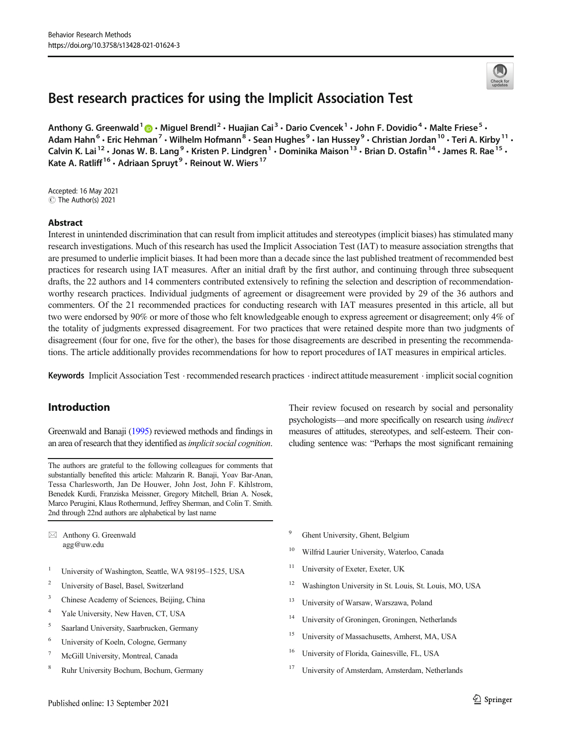# Best research practices for using the Implicit Association Test

Anthony G. Greenwald[1] · Miguel Brendl[2] · Huajian Cai[3] · Dario Cvencek[1] · John F. Dovidio[4] · Malte Friese[5] · Adam Hahn[6] · Eric Hehman[7] · Wilhelm Hofmann[8] · Sean Hughes[9] · Ian Hussey[9] · Christian Jordan[10] · Teri A. Kirby[11] · Calvin K. Lai[12] · Jonas W. B. Lang[9] · Kristen P. Lindgren[1] · Dominika Maison[13] · Brian D. Ostafin[14] · James R. Rae[15] · Kate A. Ratliff[16] · Adriaan Spruyt[9] · Reinout W. Wiers[17]

Accepted: 16 May 2021
© The Author(s) 2021

## Abstract

Interest in unintended discrimination that can result from implicit attitudes and stereotypes (implicit biases) has stimulated many research investigations. Much of this research has used the Implicit Association Test (IAT) to measure association strengths that are presumed to underlie implicit biases. It had been more than a decade since the last published treatment of recommended best practices for research using IAT measures. After an initial draft by the first author, and continuing through three subsequent drafts, the 22 authors and 14 commenters contributed extensively to refining the selection and description of recommendation-worthy research practices. Individual judgments of agreement or disagreement were provided by 29 of the 36 authors and commenters. Of the 21 recommended practices for conducting research with IAT measures presented in this article, all but two were endorsed by 90% or more of those who felt knowledgeable enough to express agreement or disagreement; only 4% of the totality of judgments expressed disagreement. For two practices that were retained despite more than two judgments of disagreement (four for one, five for the other), the bases for those disagreements are described in presenting the recommendations. The article additionally provides recommendations for how to report procedures of IAT measures in empirical articles.

**Keywords** Implicit Association Test · recommended research practices · indirect attitude measurement · implicit social cognition

## Introduction

Greenwald and Banaji (1995) reviewed methods and findings in an area of research that they identified as *implicit social cognition*. Their review focused on research by social and personality psychologists—and more specifically on research using *indirect* measures of attitudes, stereotypes, and self-esteem. Their concluding sentence was: "Perhaps the most significant remaining

The authors are grateful to the following colleagues for comments that substantially benefited this article: Mahzarin R. Banaji, Yoav Bar-Anan, Tessa Charlesworth, Jan De Houwer, John Jost, John F. Kihlstrom, Benedek Kurdi, Franziska Meissner, Gregory Mitchell, Brian A. Nosek, Marco Perugini, Klaus Rothermund, Jeffrey Sherman, and Colin T. Smith. 2nd through 22nd authors are alphabetical by last name

✉ Anthony G. Greenwald
agg@uw.edu

[1] University of Washington, Seattle, WA 98195–1525, USA
[2] University of Basel, Basel, Switzerland
[3] Chinese Academy of Sciences, Beijing, China
[4] Yale University, New Haven, CT, USA
[5] Saarland University, Saarbrucken, Germany
[6] University of Koeln, Cologne, Germany
[7] McGill University, Montreal, Canada
[8] Ruhr University Bochum, Bochum, Germany
[9] Ghent University, Ghent, Belgium
[10] Wilfrid Laurier University, Waterloo, Canada
[11] University of Exeter, Exeter, UK
[12] Washington University in St. Louis, St. Louis, MO, USA
[13] University of Warsaw, Warszawa, Poland
[14] University of Groningen, Groningen, Netherlands
[15] University of Massachusetts, Amherst, MA, USA
[16] University of Florida, Gainesville, FL, USA
[17] University of Amsterdam, Amsterdam, Netherlands

Published online: 13 September 2021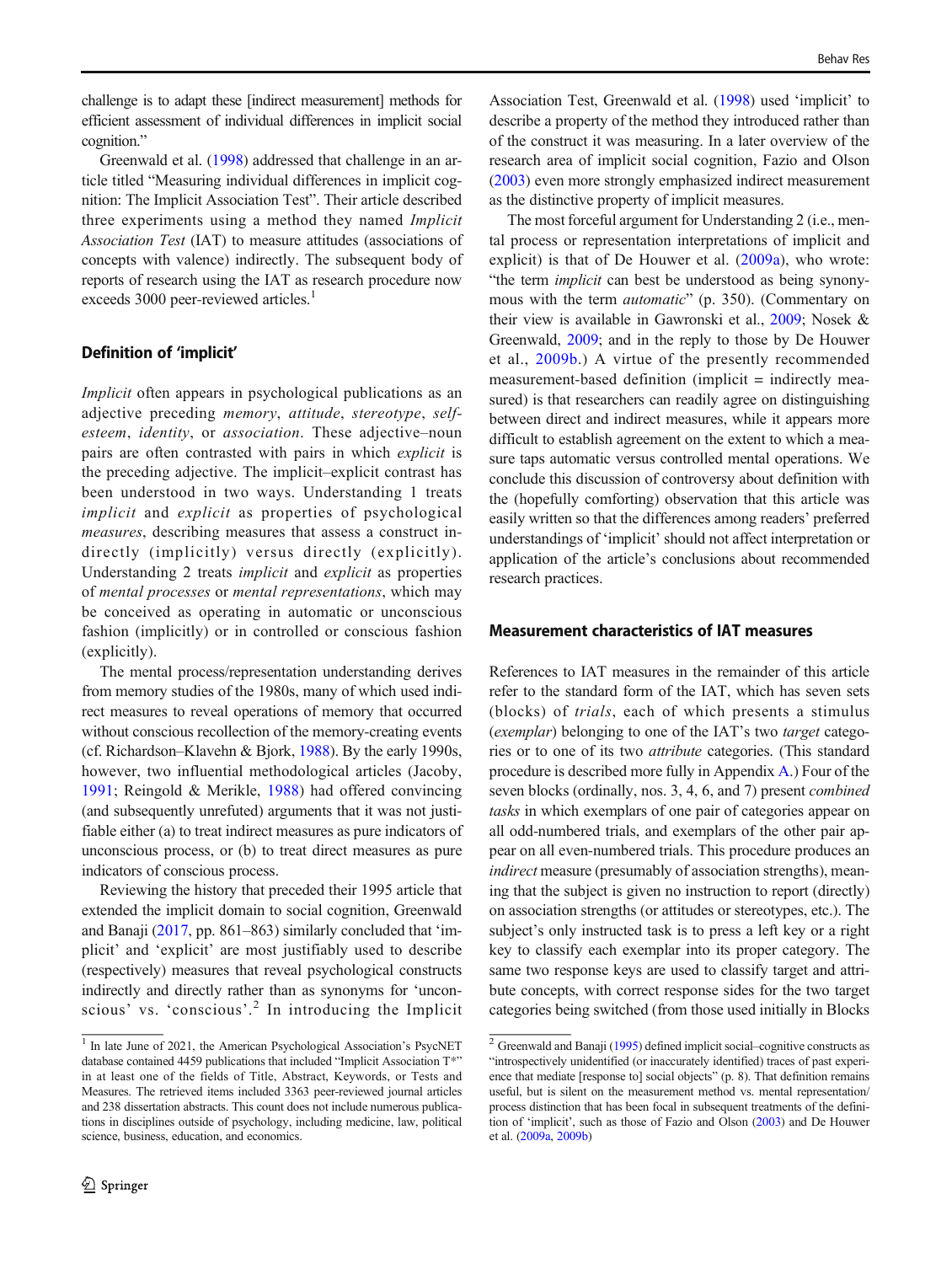challenge is to adapt these [indirect measurement] methods for efficient assessment of individual differences in implicit social cognition."

Greenwald et al. (1998) addressed that challenge in an article titled "Measuring individual differences in implicit cognition: The Implicit Association Test". Their article described three experiments using a method they named *Implicit Association Test* (IAT) to measure attitudes (associations of concepts with valence) indirectly. The subsequent body of reports of research using the IAT as research procedure now exceeds 3000 peer-reviewed articles.[1]

## Definition of 'implicit'

*Implicit* often appears in psychological publications as an adjective preceding *memory*, *attitude*, *stereotype*, *self-esteem*, *identity*, or *association*. These adjective–noun pairs are often contrasted with pairs in which *explicit* is the preceding adjective. The implicit–explicit contrast has been understood in two ways. Understanding 1 treats *implicit* and *explicit* as properties of psychological *measures*, describing measures that assess a construct indirectly (implicitly) versus directly (explicitly). Understanding 2 treats *implicit* and *explicit* as properties of *mental processes* or *mental representations*, which may be conceived as operating in automatic or unconscious fashion (implicitly) or in controlled or conscious fashion (explicitly).

The mental process/representation understanding derives from memory studies of the 1980s, many of which used indirect measures to reveal operations of memory that occurred without conscious recollection of the memory-creating events (cf. Richardson–Klavehn & Bjork, 1988). By the early 1990s, however, two influential methodological articles (Jacoby, 1991; Reingold & Merikle, 1988) had offered convincing (and subsequently unrefuted) arguments that it was not justifiable either (a) to treat indirect measures as pure indicators of unconscious process, or (b) to treat direct measures as pure indicators of conscious process.

Reviewing the history that preceded their 1995 article that extended the implicit domain to social cognition, Greenwald and Banaji (2017, pp. 861–863) similarly concluded that 'implicit' and 'explicit' are most justifiably used to describe (respectively) measures that reveal psychological constructs indirectly and directly rather than as synonyms for 'unconscious' vs. 'conscious'.[2] In introducing the Implicit Association Test, Greenwald et al. (1998) used 'implicit' to describe a property of the method they introduced rather than of the construct it was measuring. In a later overview of the research area of implicit social cognition, Fazio and Olson (2003) even more strongly emphasized indirect measurement as the distinctive property of implicit measures.

The most forceful argument for Understanding 2 (i.e., mental process or representation interpretations of implicit and explicit) is that of De Houwer et al. (2009a), who wrote: "the term *implicit* can best be understood as being synonymous with the term *automatic*" (p. 350). (Commentary on their view is available in Gawronski et al., 2009; Nosek & Greenwald, 2009; and in the reply to those by De Houwer et al., 2009b.) A virtue of the presently recommended measurement-based definition (implicit = indirectly measured) is that researchers can readily agree on distinguishing between direct and indirect measures, while it appears more difficult to establish agreement on the extent to which a measure taps automatic versus controlled mental operations. We conclude this discussion of controversy about definition with the (hopefully comforting) observation that this article was easily written so that the differences among readers' preferred understandings of 'implicit' should not affect interpretation or application of the article's conclusions about recommended research practices.

## Measurement characteristics of IAT measures

References to IAT measures in the remainder of this article refer to the standard form of the IAT, which has seven sets (blocks) of *trials*, each of which presents a stimulus (*exemplar*) belonging to one of the IAT's two *target* categories or to one of its two *attribute* categories. (This standard procedure is described more fully in Appendix A.) Four of the seven blocks (ordinally, nos. 3, 4, 6, and 7) present *combined tasks* in which exemplars of one pair of categories appear on all odd-numbered trials, and exemplars of the other pair appear on all even-numbered trials. This procedure produces an *indirect* measure (presumably of association strengths), meaning that the subject is given no instruction to report (directly) on association strengths (or attitudes or stereotypes, etc.). The subject's only instructed task is to press a left key or a right key to classify each exemplar into its proper category. The same two response keys are used to classify target and attribute concepts, with correct response sides for the two target categories being switched (from those used initially in Blocks

---

[1] In late June of 2021, the American Psychological Association's PsycNET database contained 4459 publications that included "Implicit Association T*" in at least one of the fields of Title, Abstract, Keywords, or Tests and Measures. The retrieved items included 3363 peer-reviewed journal articles and 238 dissertation abstracts. This count does not include numerous publications in disciplines outside of psychology, including medicine, law, political science, business, education, and economics.

[2] Greenwald and Banaji (1995) defined implicit social–cognitive constructs as "introspectively unidentified (or inaccurately identified) traces of past experience that mediate [response to] social objects" (p. 8). That definition remains useful, but is silent on the measurement method vs. mental representation/process distinction that has been focal in subsequent treatments of the definition of 'implicit', such as those of Fazio and Olson (2003) and De Houwer et al. (2009a, 2009b)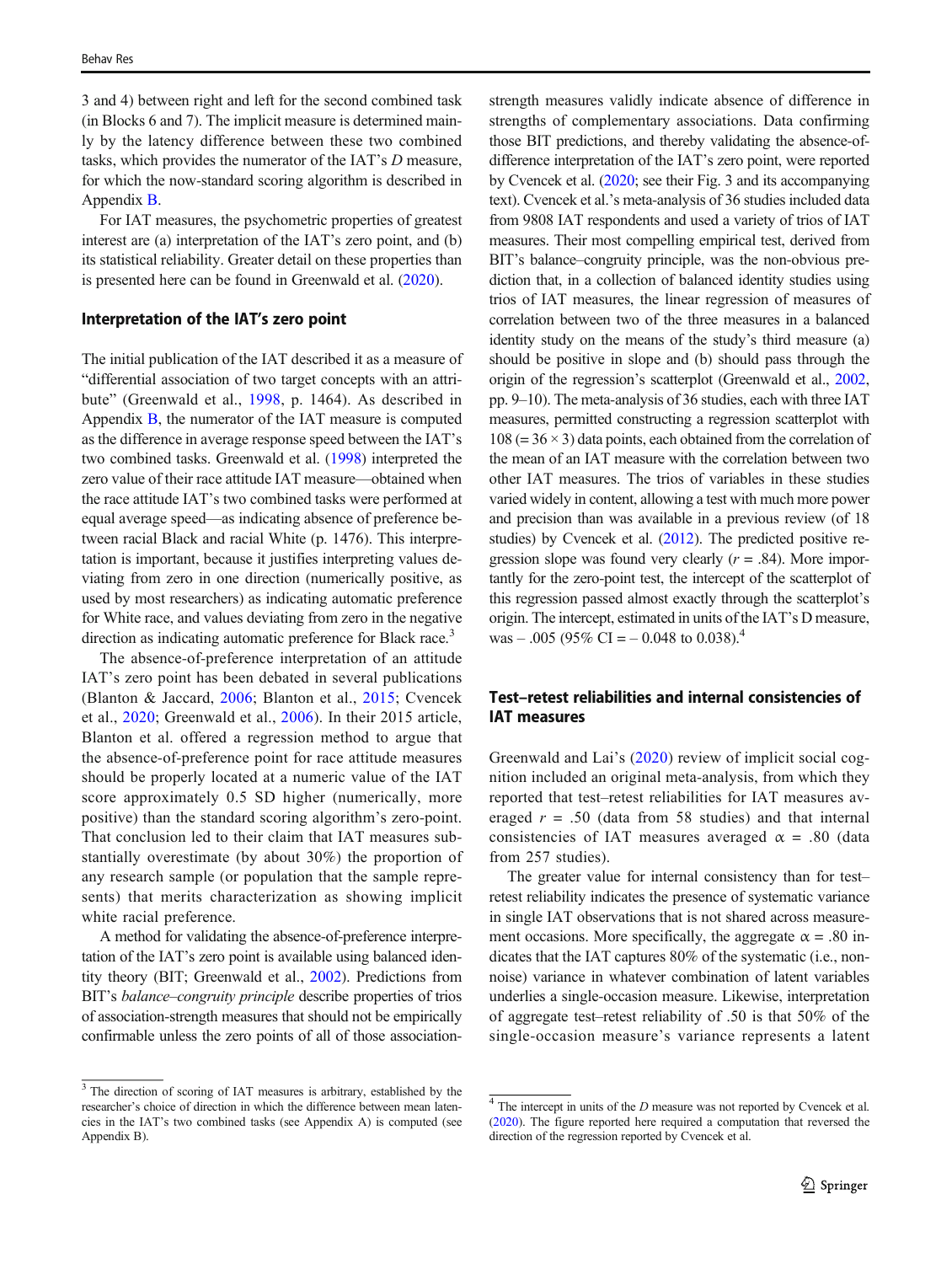3 and 4) between right and left for the second combined task (in Blocks 6 and 7). The implicit measure is determined mainly by the latency difference between these two combined tasks, which provides the numerator of the IAT's *D* measure, for which the now-standard scoring algorithm is described in Appendix B.

For IAT measures, the psychometric properties of greatest interest are (a) interpretation of the IAT's zero point, and (b) its statistical reliability. Greater detail on these properties than is presented here can be found in Greenwald et al. (2020).

## Interpretation of the IAT's zero point

The initial publication of the IAT described it as a measure of "differential association of two target concepts with an attribute" (Greenwald et al., 1998, p. 1464). As described in Appendix B, the numerator of the IAT measure is computed as the difference in average response speed between the IAT's two combined tasks. Greenwald et al. (1998) interpreted the zero value of their race attitude IAT measure—obtained when the race attitude IAT's two combined tasks were performed at equal average speed—as indicating absence of preference between racial Black and racial White (p. 1476). This interpretation is important, because it justifies interpreting values deviating from zero in one direction (numerically positive, as used by most researchers) as indicating automatic preference for White race, and values deviating from zero in the negative direction as indicating automatic preference for Black race.[3]

The absence-of-preference interpretation of an attitude IAT's zero point has been debated in several publications (Blanton & Jaccard, 2006; Blanton et al., 2015; Cvencek et al., 2020; Greenwald et al., 2006). In their 2015 article, Blanton et al. offered a regression method to argue that the absence-of-preference point for race attitude measures should be properly located at a numeric value of the IAT score approximately 0.5 SD higher (numerically, more positive) than the standard scoring algorithm's zero-point. That conclusion led to their claim that IAT measures substantially overestimate (by about 30%) the proportion of any research sample (or population that the sample represents) that merits characterization as showing implicit white racial preference.

A method for validating the absence-of-preference interpretation of the IAT's zero point is available using balanced identity theory (BIT; Greenwald et al., 2002). Predictions from BIT's *balance–congruity principle* describe properties of trios of association-strength measures that should not be empirically confirmable unless the zero points of all of those association-strength measures validly indicate absence of difference in strengths of complementary associations. Data confirming those BIT predictions, and thereby validating the absence-of-difference interpretation of the IAT's zero point, were reported by Cvencek et al. (2020; see their Fig. 3 and its accompanying text). Cvencek et al.'s meta-analysis of 36 studies included data from 9808 IAT respondents and used a variety of trios of IAT measures. Their most compelling empirical test, derived from BIT's balance–congruity principle, was the non-obvious prediction that, in a collection of balanced identity studies using trios of IAT measures, the linear regression of measures of correlation between two of the three measures in a balanced identity study on the means of the study's third measure (a) should be positive in slope and (b) should pass through the origin of the regression's scatterplot (Greenwald et al., 2002, pp. 9–10). The meta-analysis of 36 studies, each with three IAT measures, permitted constructing a regression scatterplot with 108 (= 36 × 3) data points, each obtained from the correlation of the mean of an IAT measure with the correlation between two other IAT measures. The trios of variables in these studies varied widely in content, allowing a test with much more power and precision than was available in a previous review (of 18 studies) by Cvencek et al. (2012). The predicted positive regression slope was found very clearly ($r = .84$). More importantly for the zero-point test, the intercept of the scatterplot of this regression passed almost exactly through the scatterplot's origin. The intercept, estimated in units of the IAT's D measure, was – .005 (95% CI = – 0.048 to 0.038).[4]

## Test–retest reliabilities and internal consistencies of IAT measures

Greenwald and Lai's (2020) review of implicit social cognition included an original meta-analysis, from which they reported that test–retest reliabilities for IAT measures averaged $r = .50$ (data from 58 studies) and that internal consistencies of IAT measures averaged $\alpha = .80$ (data from 257 studies).

The greater value for internal consistency than for test–retest reliability indicates the presence of systematic variance in single IAT observations that is not shared across measurement occasions. More specifically, the aggregate $\alpha = .80$ indicates that the IAT captures 80% of the systematic (i.e., non-noise) variance in whatever combination of latent variables underlies a single-occasion measure. Likewise, interpretation of aggregate test–retest reliability of .50 is that 50% of the single-occasion measure's variance represents a latent

[3] The direction of scoring of IAT measures is arbitrary, established by the researcher's choice of direction in which the difference between mean latencies in the IAT's two combined tasks (see Appendix A) is computed (see Appendix B).

[4] The intercept in units of the *D* measure was not reported by Cvencek et al. (2020). The figure reported here required a computation that reversed the direction of the regression reported by Cvencek et al.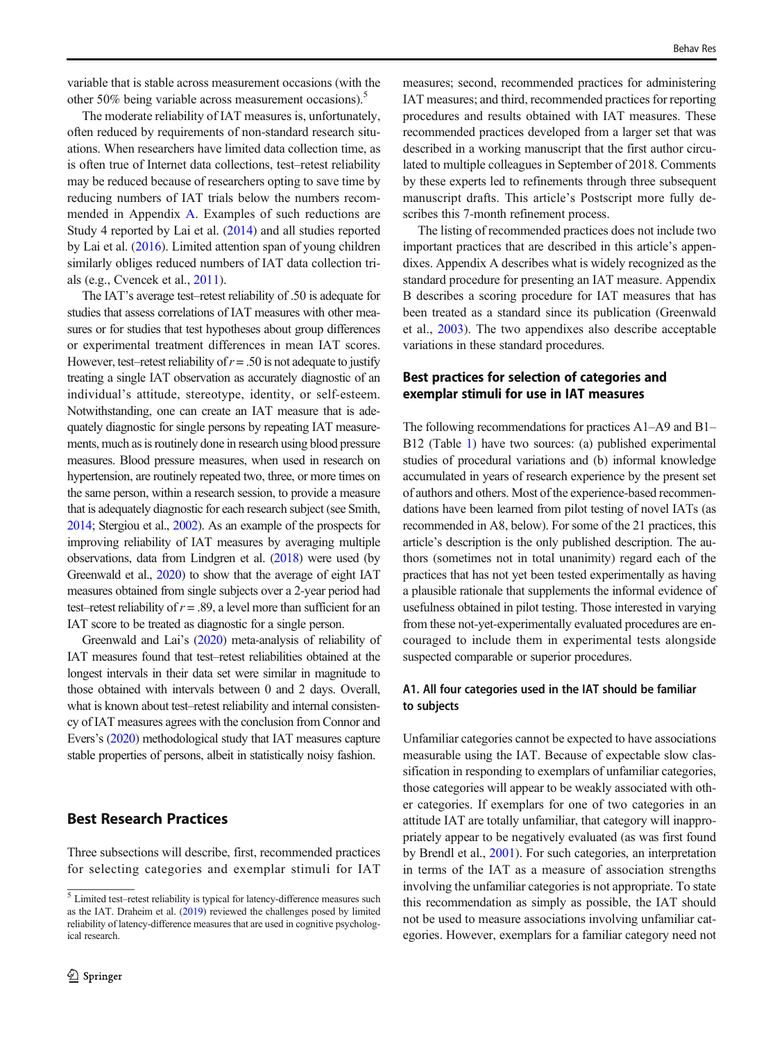variable that is stable across measurement occasions (with the other 50% being variable across measurement occasions).[5]

The moderate reliability of IAT measures is, unfortunately, often reduced by requirements of non-standard research situations. When researchers have limited data collection time, as is often true of Internet data collections, test–retest reliability may be reduced because of researchers opting to save time by reducing numbers of IAT trials below the numbers recommended in Appendix A. Examples of such reductions are Study 4 reported by Lai et al. (2014) and all studies reported by Lai et al. (2016). Limited attention span of young children similarly obliges reduced numbers of IAT data collection trials (e.g., Cvencek et al., 2011).

The IAT's average test–retest reliability of .50 is adequate for studies that assess correlations of IAT measures with other measures or for studies that test hypotheses about group differences or experimental treatment differences in mean IAT scores. However, test–retest reliability of $r = .50$ is not adequate to justify treating a single IAT observation as accurately diagnostic of an individual's attitude, stereotype, identity, or self-esteem. Notwithstanding, one can create an IAT measure that is adequately diagnostic for single persons by repeating IAT measurements, much as is routinely done in research using blood pressure measures. Blood pressure measures, when used in research on hypertension, are routinely repeated two, three, or more times on the same person, within a research session, to provide a measure that is adequately diagnostic for each research subject (see Smith, 2014; Stergiou et al., 2002). As an example of the prospects for improving reliability of IAT measures by averaging multiple observations, data from Lindgren et al. (2018) were used (by Greenwald et al., 2020) to show that the average of eight IAT measures obtained from single subjects over a 2-year period had test–retest reliability of $r = .89$, a level more than sufficient for an IAT score to be treated as diagnostic for a single person.

Greenwald and Lai's (2020) meta-analysis of reliability of IAT measures found that test–retest reliabilities obtained at the longest intervals in their data set were similar in magnitude to those obtained with intervals between 0 and 2 days. Overall, what is known about test–retest reliability and internal consistency of IAT measures agrees with the conclusion from Connor and Evers's (2020) methodological study that IAT measures capture stable properties of persons, albeit in statistically noisy fashion.

## Best Research Practices

Three subsections will describe, first, recommended practices for selecting categories and exemplar stimuli for IAT measures; second, recommended practices for administering IAT measures; and third, recommended practices for reporting procedures and results obtained with IAT measures. These recommended practices developed from a larger set that was described in a working manuscript that the first author circulated to multiple colleagues in September of 2018. Comments by these experts led to refinements through three subsequent manuscript drafts. This article's Postscript more fully describes this 7-month refinement process.

The listing of recommended practices does not include two important practices that are described in this article's appendixes. Appendix A describes what is widely recognized as the standard procedure for presenting an IAT measure. Appendix B describes a scoring procedure for IAT measures that has been treated as a standard since its publication (Greenwald et al., 2003). The two appendixes also describe acceptable variations in these standard procedures.

### Best practices for selection of categories and exemplar stimuli for use in IAT measures

The following recommendations for practices A1–A9 and B1–B12 (Table 1) have two sources: (a) published experimental studies of procedural variations and (b) informal knowledge accumulated in years of research experience by the present set of authors and others. Most of the experience-based recommendations have been learned from pilot testing of novel IATs (as recommended in A8, below). For some of the 21 practices, this article's description is the only published description. The authors (sometimes not in total unanimity) regard each of the practices that has not yet been tested experimentally as having a plausible rationale that supplements the informal evidence of usefulness obtained in pilot testing. Those interested in varying from these not-yet-experimentally evaluated procedures are encouraged to include them in experimental tests alongside suspected comparable or superior procedures.

#### A1. All four categories used in the IAT should be familiar to subjects

Unfamiliar categories cannot be expected to have associations measurable using the IAT. Because of expectable slow classification in responding to exemplars of unfamiliar categories, those categories will appear to be weakly associated with other categories. If exemplars for one of two categories in an attitude IAT are totally unfamiliar, that category will inappropriately appear to be negatively evaluated (as was first found by Brendl et al., 2001). For such categories, an interpretation in terms of the IAT as a measure of association strengths involving the unfamiliar categories is not appropriate. To state this recommendation as simply as possible, the IAT should not be used to measure associations involving unfamiliar categories. However, exemplars for a familiar category need not

[5] Limited test–retest reliability is typical for latency-difference measures such as the IAT. Draheim et al. (2019) reviewed the challenges posed by limited reliability of latency-difference measures that are used in cognitive psychological research.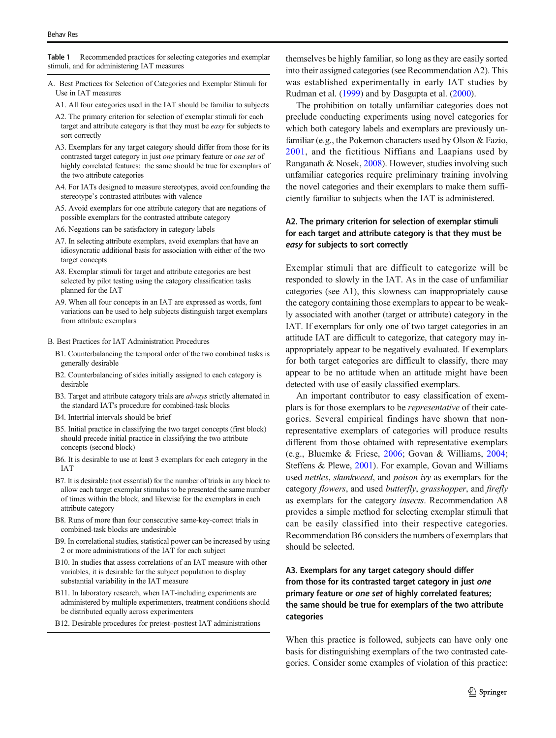**Table 1** Recommended practices for selecting categories and exemplar stimuli, and for administering IAT measures

A. Best Practices for Selection of Categories and Exemplar Stimuli for Use in IAT measures

- A1. All four categories used in the IAT should be familiar to subjects
- A2. The primary criterion for selection of exemplar stimuli for each target and attribute category is that they must be *easy* for subjects to sort correctly
- A3. Exemplars for any target category should differ from those for its contrasted target category in just *one* primary feature or *one set* of highly correlated features; the same should be true for exemplars of the two attribute categories
- A4. For IATs designed to measure stereotypes, avoid confounding the stereotype's contrasted attributes with valence
- A5. Avoid exemplars for one attribute category that are negations of possible exemplars for the contrasted attribute category
- A6. Negations can be satisfactory in category labels
- A7. In selecting attribute exemplars, avoid exemplars that have an idiosyncratic additional basis for association with either of the two target concepts
- A8. Exemplar stimuli for target and attribute categories are best selected by pilot testing using the category classification tasks planned for the IAT
- A9. When all four concepts in an IAT are expressed as words, font variations can be used to help subjects distinguish target exemplars from attribute exemplars

B. Best Practices for IAT Administration Procedures

- B1. Counterbalancing the temporal order of the two combined tasks is generally desirable
- B2. Counterbalancing of sides initially assigned to each category is desirable
- B3. Target and attribute category trials are *always* strictly alternated in the standard IAT's procedure for combined-task blocks
- B4. Intertrial intervals should be brief
- B5. Initial practice in classifying the two target concepts (first block) should precede initial practice in classifying the two attribute concepts (second block)
- B6. It is desirable to use at least 3 exemplars for each category in the IAT
- B7. It is desirable (not essential) for the number of trials in any block to allow each target exemplar stimulus to be presented the same number of times within the block, and likewise for the exemplars in each attribute category
- B8. Runs of more than four consecutive same-key-correct trials in combined-task blocks are undesirable
- B9. In correlational studies, statistical power can be increased by using 2 or more administrations of the IAT for each subject
- B10. In studies that assess correlations of an IAT measure with other variables, it is desirable for the subject population to display substantial variability in the IAT measure
- B11. In laboratory research, when IAT-including experiments are administered by multiple experimenters, treatment conditions should be distributed equally across experimenters
- B12. Desirable procedures for pretest–posttest IAT administrations

themselves be highly familiar, so long as they are easily sorted into their assigned categories (see Recommendation A2). This was established experimentally in early IAT studies by Rudman et al. (1999) and by Dasgupta et al. (2000).

The prohibition on totally unfamiliar categories does not preclude conducting experiments using novel categories for which both category labels and exemplars are previously unfamiliar (e.g., the Pokemon characters used by Olson & Fazio, 2001, and the fictitious Niffians and Laapians used by Ranganath & Nosek, 2008). However, studies involving such unfamiliar categories require preliminary training involving the novel categories and their exemplars to make them sufficiently familiar to subjects when the IAT is administered.

### A2. The primary criterion for selection of exemplar stimuli for each target and attribute category is that they must be *easy* for subjects to sort correctly

Exemplar stimuli that are difficult to categorize will be responded to slowly in the IAT. As in the case of unfamiliar categories (see A1), this slowness can inappropriately cause the category containing those exemplars to appear to be weakly associated with another (target or attribute) category in the IAT. If exemplars for only one of two target categories in an attitude IAT are difficult to categorize, that category may inappropriately appear to be negatively evaluated. If exemplars for both target categories are difficult to classify, there may appear to be no attitude when an attitude might have been detected with use of easily classified exemplars.

An important contributor to easy classification of exemplars is for those exemplars to be *representative* of their categories. Several empirical findings have shown that non-representative exemplars of categories will produce results different from those obtained with representative exemplars (e.g., Bluemke & Friese, 2006; Govan & Williams, 2004; Steffens & Plewe, 2001). For example, Govan and Williams used *nettles*, *skunkweed*, and *poison ivy* as exemplars for the category *flowers*, and used *butterfly*, *grasshopper*, and *firefly* as exemplars for the category *insects*. Recommendation A8 provides a simple method for selecting exemplar stimuli that can be easily classified into their respective categories. Recommendation B6 considers the numbers of exemplars that should be selected.

### A3. Exemplars for any target category should differ from those for its contrasted target category in just *one* primary feature or *one set* of highly correlated features; the same should be true for exemplars of the two attribute categories

When this practice is followed, subjects can have only one basis for distinguishing exemplars of the two contrasted categories. Consider some examples of violation of this practice: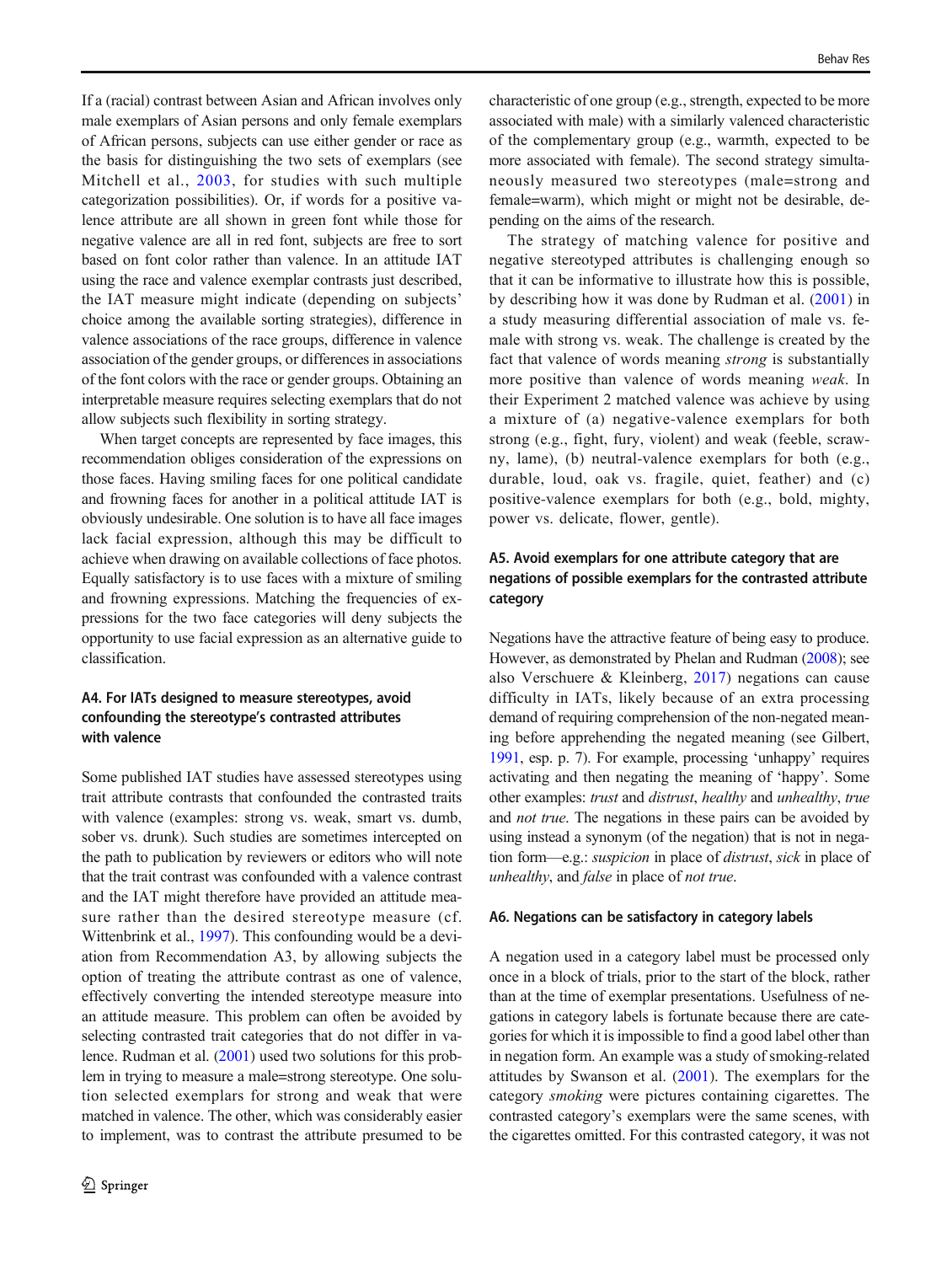If a (racial) contrast between Asian and African involves only male exemplars of Asian persons and only female exemplars of African persons, subjects can use either gender or race as the basis for distinguishing the two sets of exemplars (see Mitchell et al., 2003, for studies with such multiple categorization possibilities). Or, if words for a positive valence attribute are all shown in green font while those for negative valence are all in red font, subjects are free to sort based on font color rather than valence. In an attitude IAT using the race and valence exemplar contrasts just described, the IAT measure might indicate (depending on subjects' choice among the available sorting strategies), difference in valence associations of the race groups, difference in valence association of the gender groups, or differences in associations of the font colors with the race or gender groups. Obtaining an interpretable measure requires selecting exemplars that do not allow subjects such flexibility in sorting strategy.

When target concepts are represented by face images, this recommendation obliges consideration of the expressions on those faces. Having smiling faces for one political candidate and frowning faces for another in a political attitude IAT is obviously undesirable. One solution is to have all face images lack facial expression, although this may be difficult to achieve when drawing on available collections of face photos. Equally satisfactory is to use faces with a mixture of smiling and frowning expressions. Matching the frequencies of expressions for the two face categories will deny subjects the opportunity to use facial expression as an alternative guide to classification.

#### A4. For IATs designed to measure stereotypes, avoid confounding the stereotype's contrasted attributes with valence

Some published IAT studies have assessed stereotypes using trait attribute contrasts that confounded the contrasted traits with valence (examples: strong vs. weak, smart vs. dumb, sober vs. drunk). Such studies are sometimes intercepted on the path to publication by reviewers or editors who will note that the trait contrast was confounded with a valence contrast and the IAT might therefore have provided an attitude measure rather than the desired stereotype measure (cf. Wittenbrink et al., 1997). This confounding would be a deviation from Recommendation A3, by allowing subjects the option of treating the attribute contrast as one of valence, effectively converting the intended stereotype measure into an attitude measure. This problem can often be avoided by selecting contrasted trait categories that do not differ in valence. Rudman et al. (2001) used two solutions for this problem in trying to measure a male=strong stereotype. One solution selected exemplars for strong and weak that were matched in valence. The other, which was considerably easier to implement, was to contrast the attribute presumed to be characteristic of one group (e.g., strength, expected to be more associated with male) with a similarly valenced characteristic of the complementary group (e.g., warmth, expected to be more associated with female). The second strategy simultaneously measured two stereotypes (male=strong and female=warm), which might or might not be desirable, depending on the aims of the research.

The strategy of matching valence for positive and negative stereotyped attributes is challenging enough so that it can be informative to illustrate how this is possible, by describing how it was done by Rudman et al. (2001) in a study measuring differential association of male vs. female with strong vs. weak. The challenge is created by the fact that valence of words meaning *strong* is substantially more positive than valence of words meaning *weak*. In their Experiment 2 matched valence was achieve by using a mixture of (a) negative-valence exemplars for both strong (e.g., fight, fury, violent) and weak (feeble, scrawny, lame), (b) neutral-valence exemplars for both (e.g., durable, loud, oak vs. fragile, quiet, feather) and (c) positive-valence exemplars for both (e.g., bold, mighty, power vs. delicate, flower, gentle).

#### A5. Avoid exemplars for one attribute category that are negations of possible exemplars for the contrasted attribute category

Negations have the attractive feature of being easy to produce. However, as demonstrated by Phelan and Rudman (2008); see also Verschuere & Kleinberg, 2017) negations can cause difficulty in IATs, likely because of an extra processing demand of requiring comprehension of the non-negated meaning before apprehending the negated meaning (see Gilbert, 1991, esp. p. 7). For example, processing 'unhappy' requires activating and then negating the meaning of 'happy'. Some other examples: *trust* and *distrust*, *healthy* and *unhealthy*, *true* and *not true*. The negations in these pairs can be avoided by using instead a synonym (of the negation) that is not in negation form—e.g.: *suspicion* in place of *distrust*, *sick* in place of *unhealthy*, and *false* in place of *not true*.

#### A6. Negations can be satisfactory in category labels

A negation used in a category label must be processed only once in a block of trials, prior to the start of the block, rather than at the time of exemplar presentations. Usefulness of negations in category labels is fortunate because there are categories for which it is impossible to find a good label other than in negation form. An example was a study of smoking-related attitudes by Swanson et al. (2001). The exemplars for the category *smoking* were pictures containing cigarettes. The contrasted category's exemplars were the same scenes, with the cigarettes omitted. For this contrasted category, it was not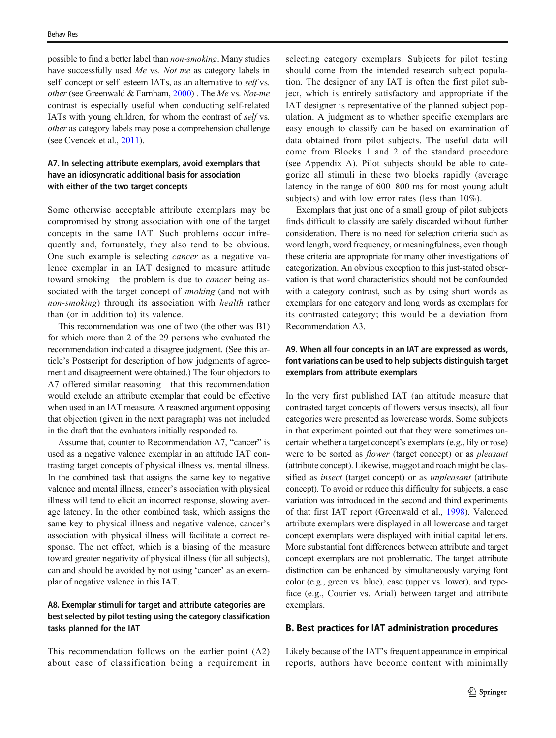possible to find a better label than *non-smoking*. Many studies have successfully used *Me* vs. *Not me* as category labels in self–concept or self–esteem IATs, as an alternative to *self* vs. *other* (see Greenwald & Farnham, 2000) . The *Me* vs. *Not-me* contrast is especially useful when conducting self-related IATs with young children, for whom the contrast of *self* vs. *other* as category labels may pose a comprehension challenge (see Cvencek et al., 2011).

### A7. In selecting attribute exemplars, avoid exemplars that have an idiosyncratic additional basis for association with either of the two target concepts

Some otherwise acceptable attribute exemplars may be compromised by strong association with one of the target concepts in the same IAT. Such problems occur infrequently and, fortunately, they also tend to be obvious. One such example is selecting *cancer* as a negative valence exemplar in an IAT designed to measure attitude toward smoking—the problem is due to *cancer* being associated with the target concept of *smoking* (and not with *non-smoking*) through its association with *health* rather than (or in addition to) its valence.

This recommendation was one of two (the other was B1) for which more than 2 of the 29 persons who evaluated the recommendation indicated a disagree judgment. (See this article's Postscript for description of how judgments of agreement and disagreement were obtained.) The four objectors to A7 offered similar reasoning—that this recommendation would exclude an attribute exemplar that could be effective when used in an IAT measure. A reasoned argument opposing that objection (given in the next paragraph) was not included in the draft that the evaluators initially responded to.

Assume that, counter to Recommendation A7, "cancer" is used as a negative valence exemplar in an attitude IAT contrasting target concepts of physical illness vs. mental illness. In the combined task that assigns the same key to negative valence and mental illness, cancer's association with physical illness will tend to elicit an incorrect response, slowing average latency. In the other combined task, which assigns the same key to physical illness and negative valence, cancer's association with physical illness will facilitate a correct response. The net effect, which is a biasing of the measure toward greater negativity of physical illness (for all subjects), can and should be avoided by not using 'cancer' as an exemplar of negative valence in this IAT.

### A8. Exemplar stimuli for target and attribute categories are best selected by pilot testing using the category classification tasks planned for the IAT

This recommendation follows on the earlier point (A2) about ease of classification being a requirement in selecting category exemplars. Subjects for pilot testing should come from the intended research subject population. The designer of any IAT is often the first pilot subject, which is entirely satisfactory and appropriate if the IAT designer is representative of the planned subject population. A judgment as to whether specific exemplars are easy enough to classify can be based on examination of data obtained from pilot subjects. The useful data will come from Blocks 1 and 2 of the standard procedure (see Appendix A). Pilot subjects should be able to categorize all stimuli in these two blocks rapidly (average latency in the range of 600–800 ms for most young adult subjects) and with low error rates (less than 10%).

Exemplars that just one of a small group of pilot subjects finds difficult to classify are safely discarded without further consideration. There is no need for selection criteria such as word length, word frequency, or meaningfulness, even though these criteria are appropriate for many other investigations of categorization. An obvious exception to this just-stated observation is that word characteristics should not be confounded with a category contrast, such as by using short words as exemplars for one category and long words as exemplars for its contrasted category; this would be a deviation from Recommendation A3.

### A9. When all four concepts in an IAT are expressed as words, font variations can be used to help subjects distinguish target exemplars from attribute exemplars

In the very first published IAT (an attitude measure that contrasted target concepts of flowers versus insects), all four categories were presented as lowercase words. Some subjects in that experiment pointed out that they were sometimes uncertain whether a target concept's exemplars (e.g., lily or rose) were to be sorted as *flower* (target concept) or as *pleasant* (attribute concept). Likewise, maggot and roach might be classified as *insect* (target concept) or as *unpleasant* (attribute concept). To avoid or reduce this difficulty for subjects, a case variation was introduced in the second and third experiments of that first IAT report (Greenwald et al., 1998). Valenced attribute exemplars were displayed in all lowercase and target concept exemplars were displayed with initial capital letters. More substantial font differences between attribute and target concept exemplars are not problematic. The target–attribute distinction can be enhanced by simultaneously varying font color (e.g., green vs. blue), case (upper vs. lower), and typeface (e.g., Courier vs. Arial) between target and attribute exemplars.

## B. Best practices for IAT administration procedures

Likely because of the IAT's frequent appearance in empirical reports, authors have become content with minimally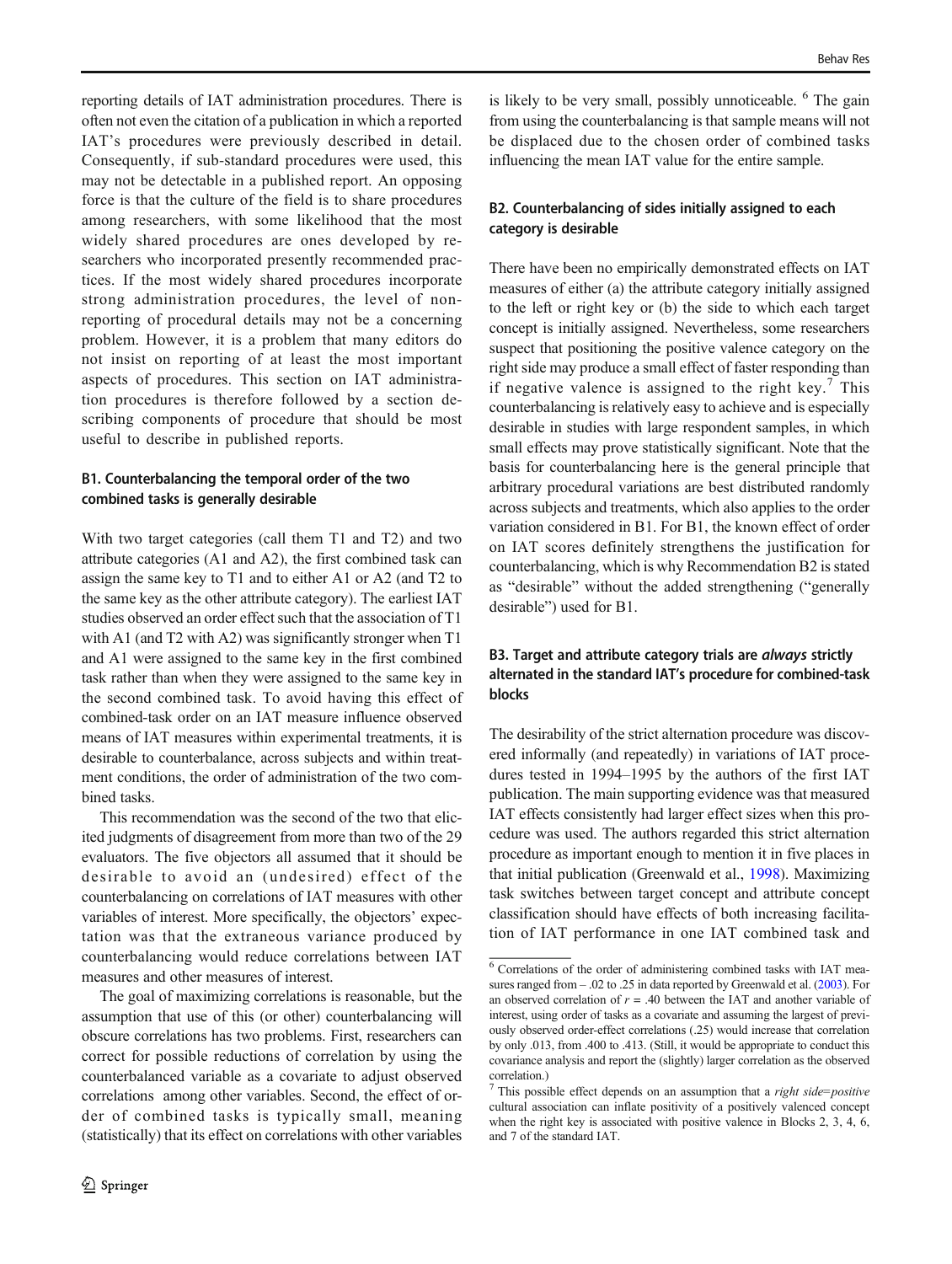reporting details of IAT administration procedures. There is often not even the citation of a publication in which a reported IAT's procedures were previously described in detail. Consequently, if sub-standard procedures were used, this may not be detectable in a published report. An opposing force is that the culture of the field is to share procedures among researchers, with some likelihood that the most widely shared procedures are ones developed by researchers who incorporated presently recommended practices. If the most widely shared procedures incorporate strong administration procedures, the level of non-reporting of procedural details may not be a concerning problem. However, it is a problem that many editors do not insist on reporting of at least the most important aspects of procedures. This section on IAT administration procedures is therefore followed by a section describing components of procedure that should be most useful to describe in published reports.

### B1. Counterbalancing the temporal order of the two combined tasks is generally desirable

With two target categories (call them T1 and T2) and two attribute categories (A1 and A2), the first combined task can assign the same key to T1 and to either A1 or A2 (and T2 to the same key as the other attribute category). The earliest IAT studies observed an order effect such that the association of T1 with A1 (and T2 with A2) was significantly stronger when T1 and A1 were assigned to the same key in the first combined task rather than when they were assigned to the same key in the second combined task. To avoid having this effect of combined-task order on an IAT measure influence observed means of IAT measures within experimental treatments, it is desirable to counterbalance, across subjects and within treatment conditions, the order of administration of the two combined tasks.

This recommendation was the second of the two that elicited judgments of disagreement from more than two of the 29 evaluators. The five objectors all assumed that it should be desirable to avoid an (undesired) effect of the counterbalancing on correlations of IAT measures with other variables of interest. More specifically, the objectors' expectation was that the extraneous variance produced by counterbalancing would reduce correlations between IAT measures and other measures of interest.

The goal of maximizing correlations is reasonable, but the assumption that use of this (or other) counterbalancing will obscure correlations has two problems. First, researchers can correct for possible reductions of correlation by using the counterbalanced variable as a covariate to adjust observed correlations among other variables. Second, the effect of order of combined tasks is typically small, meaning (statistically) that its effect on correlations with other variables is likely to be very small, possibly unnoticeable. [6] The gain from using the counterbalancing is that sample means will not be displaced due to the chosen order of combined tasks influencing the mean IAT value for the entire sample.

### B2. Counterbalancing of sides initially assigned to each category is desirable

There have been no empirically demonstrated effects on IAT measures of either (a) the attribute category initially assigned to the left or right key or (b) the side to which each target concept is initially assigned. Nevertheless, some researchers suspect that positioning the positive valence category on the right side may produce a small effect of faster responding than if negative valence is assigned to the right key.[7] This counterbalancing is relatively easy to achieve and is especially desirable in studies with large respondent samples, in which small effects may prove statistically significant. Note that the basis for counterbalancing here is the general principle that arbitrary procedural variations are best distributed randomly across subjects and treatments, which also applies to the order variation considered in B1. For B1, the known effect of order on IAT scores definitely strengthens the justification for counterbalancing, which is why Recommendation B2 is stated as "desirable" without the added strengthening ("generally desirable") used for B1.

### B3. Target and attribute category trials are *always* strictly alternated in the standard IAT's procedure for combined-task blocks

The desirability of the strict alternation procedure was discovered informally (and repeatedly) in variations of IAT procedures tested in 1994–1995 by the authors of the first IAT publication. The main supporting evidence was that measured IAT effects consistently had larger effect sizes when this procedure was used. The authors regarded this strict alternation procedure as important enough to mention it in five places in that initial publication (Greenwald et al., 1998). Maximizing task switches between target concept and attribute concept classification should have effects of both increasing facilitation of IAT performance in one IAT combined task and

---

[6] Correlations of the order of administering combined tasks with IAT measures ranged from – .02 to .25 in data reported by Greenwald et al. (2003). For an observed correlation of $r = .40$ between the IAT and another variable of interest, using order of tasks as a covariate and assuming the largest of previously observed order-effect correlations (.25) would increase that correlation by only .013, from .400 to .413. (Still, it would be appropriate to conduct this covariance analysis and report the (slightly) larger correlation as the observed correlation.)

[7] This possible effect depends on an assumption that a *right side=positive* cultural association can inflate positivity of a positively valenced concept when the right key is associated with positive valence in Blocks 2, 3, 4, 6, and 7 of the standard IAT.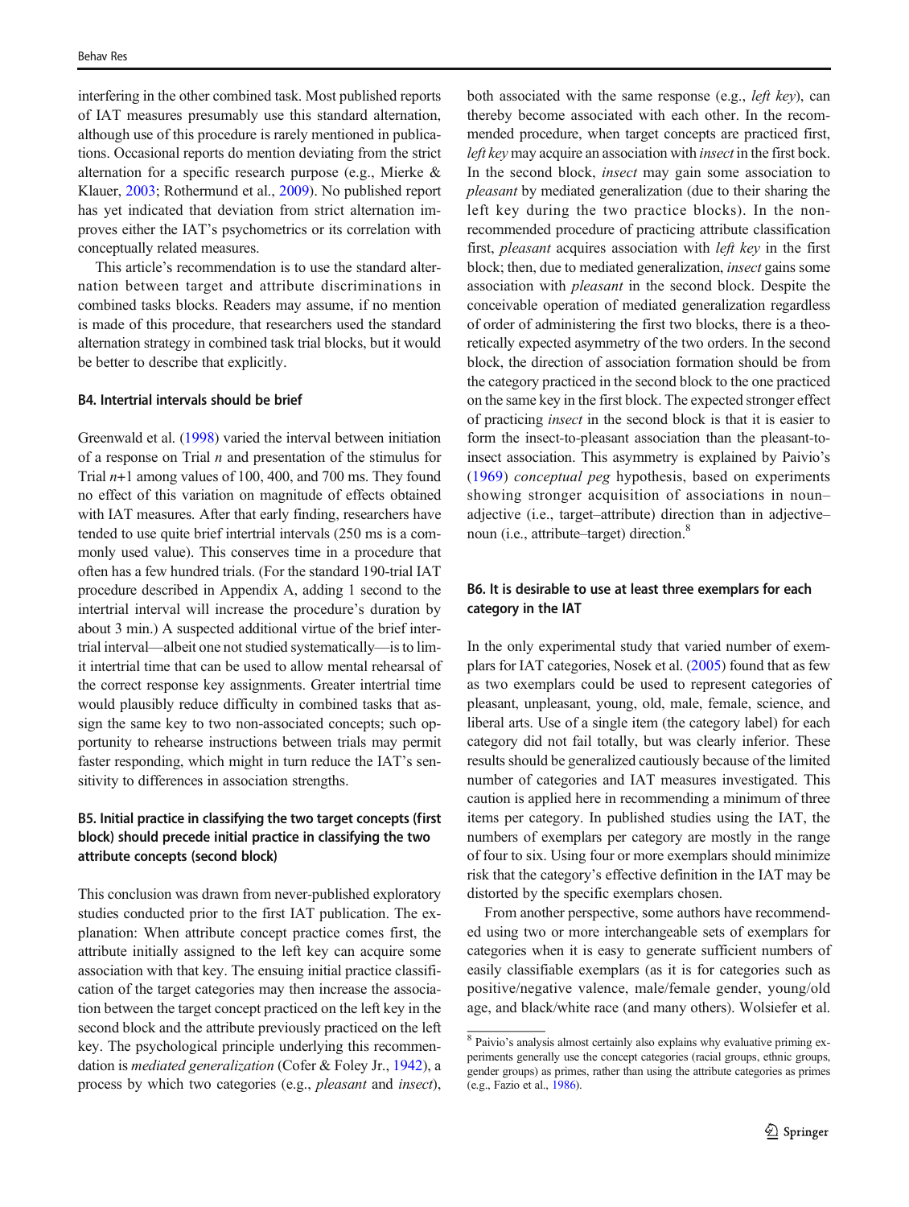interfering in the other combined task. Most published reports of IAT measures presumably use this standard alternation, although use of this procedure is rarely mentioned in publications. Occasional reports do mention deviating from the strict alternation for a specific research purpose (e.g., Mierke & Klauer, 2003; Rothermund et al., 2009). No published report has yet indicated that deviation from strict alternation improves either the IAT's psychometrics or its correlation with conceptually related measures.

This article's recommendation is to use the standard alternation between target and attribute discriminations in combined tasks blocks. Readers may assume, if no mention is made of this procedure, that researchers used the standard alternation strategy in combined task trial blocks, but it would be better to describe that explicitly.

#### B4. Intertrial intervals should be brief

Greenwald et al. (1998) varied the interval between initiation of a response on Trial *n* and presentation of the stimulus for Trial *n*+1 among values of 100, 400, and 700 ms. They found no effect of this variation on magnitude of effects obtained with IAT measures. After that early finding, researchers have tended to use quite brief intertrial intervals (250 ms is a commonly used value). This conserves time in a procedure that often has a few hundred trials. (For the standard 190-trial IAT procedure described in Appendix A, adding 1 second to the intertrial interval will increase the procedure's duration by about 3 min.) A suspected additional virtue of the brief intertrial interval—albeit one not studied systematically—is to limit intertrial time that can be used to allow mental rehearsal of the correct response key assignments. Greater intertrial time would plausibly reduce difficulty in combined tasks that assign the same key to two non-associated concepts; such opportunity to rehearse instructions between trials may permit faster responding, which might in turn reduce the IAT's sensitivity to differences in association strengths.

#### B5. Initial practice in classifying the two target concepts (first block) should precede initial practice in classifying the two attribute concepts (second block)

This conclusion was drawn from never-published exploratory studies conducted prior to the first IAT publication. The explanation: When attribute concept practice comes first, the attribute initially assigned to the left key can acquire some association with that key. The ensuing initial practice classification of the target categories may then increase the association between the target concept practiced on the left key in the second block and the attribute previously practiced on the left key. The psychological principle underlying this recommendation is *mediated generalization* (Cofer & Foley Jr., 1942), a process by which two categories (e.g., *pleasant* and *insect*), both associated with the same response (e.g., *left key*), can thereby become associated with each other. In the recommended procedure, when target concepts are practiced first, *left key* may acquire an association with *insect* in the first bock. In the second block, *insect* may gain some association to *pleasant* by mediated generalization (due to their sharing the left key during the two practice blocks). In the non-recommended procedure of practicing attribute classification first, *pleasant* acquires association with *left key* in the first block; then, due to mediated generalization, *insect* gains some association with *pleasant* in the second block. Despite the conceivable operation of mediated generalization regardless of order of administering the first two blocks, there is a theoretically expected asymmetry of the two orders. In the second block, the direction of association formation should be from the category practiced in the second block to the one practiced on the same key in the first block. The expected stronger effect of practicing *insect* in the second block is that it is easier to form the insect-to-pleasant association than the pleasant-to-insect association. This asymmetry is explained by Paivio's (1969) *conceptual peg* hypothesis, based on experiments showing stronger acquisition of associations in noun–adjective (i.e., target–attribute) direction than in adjective–noun (i.e., attribute–target) direction.[8]

#### B6. It is desirable to use at least three exemplars for each category in the IAT

In the only experimental study that varied number of exemplars for IAT categories, Nosek et al. (2005) found that as few as two exemplars could be used to represent categories of pleasant, unpleasant, young, old, male, female, science, and liberal arts. Use of a single item (the category label) for each category did not fail totally, but was clearly inferior. These results should be generalized cautiously because of the limited number of categories and IAT measures investigated. This caution is applied here in recommending a minimum of three items per category. In published studies using the IAT, the numbers of exemplars per category are mostly in the range of four to six. Using four or more exemplars should minimize risk that the category's effective definition in the IAT may be distorted by the specific exemplars chosen.

From another perspective, some authors have recommended using two or more interchangeable sets of exemplars for categories when it is easy to generate sufficient numbers of easily classifiable exemplars (as it is for categories such as positive/negative valence, male/female gender, young/old age, and black/white race (and many others). Wolsiefer et al.

---

[8] Paivio's analysis almost certainly also explains why evaluative priming experiments generally use the concept categories (racial groups, ethnic groups, gender groups) as primes, rather than using the attribute categories as primes (e.g., Fazio et al., 1986).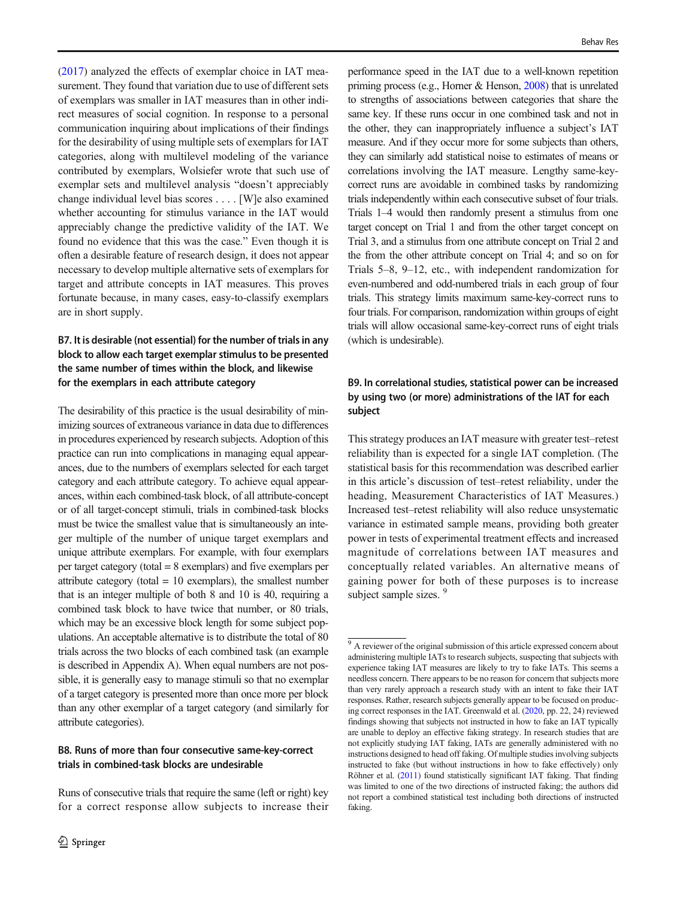(2017) analyzed the effects of exemplar choice in IAT measurement. They found that variation due to use of different sets of exemplars was smaller in IAT measures than in other indirect measures of social cognition. In response to a personal communication inquiring about implications of their findings for the desirability of using multiple sets of exemplars for IAT categories, along with multilevel modeling of the variance contributed by exemplars, Wolsiefer wrote that such use of exemplar sets and multilevel analysis "doesn't appreciably change individual level bias scores . . . . [W]e also examined whether accounting for stimulus variance in the IAT would appreciably change the predictive validity of the IAT. We found no evidence that this was the case." Even though it is often a desirable feature of research design, it does not appear necessary to develop multiple alternative sets of exemplars for target and attribute concepts in IAT measures. This proves fortunate because, in many cases, easy-to-classify exemplars are in short supply.

### B7. It is desirable (not essential) for the number of trials in any block to allow each target exemplar stimulus to be presented the same number of times within the block, and likewise for the exemplars in each attribute category

The desirability of this practice is the usual desirability of minimizing sources of extraneous variance in data due to differences in procedures experienced by research subjects. Adoption of this practice can run into complications in managing equal appearances, due to the numbers of exemplars selected for each target category and each attribute category. To achieve equal appearances, within each combined-task block, of all attribute-concept or of all target-concept stimuli, trials in combined-task blocks must be twice the smallest value that is simultaneously an integer multiple of the number of unique target exemplars and unique attribute exemplars. For example, with four exemplars per target category (total = 8 exemplars) and five exemplars per attribute category (total = 10 exemplars), the smallest number that is an integer multiple of both 8 and 10 is 40, requiring a combined task block to have twice that number, or 80 trials, which may be an excessive block length for some subject populations. An acceptable alternative is to distribute the total of 80 trials across the two blocks of each combined task (an example is described in Appendix A). When equal numbers are not possible, it is generally easy to manage stimuli so that no exemplar of a target category is presented more than once more per block than any other exemplar of a target category (and similarly for attribute categories).

### B8. Runs of more than four consecutive same-key-correct trials in combined-task blocks are undesirable

Runs of consecutive trials that require the same (left or right) key for a correct response allow subjects to increase their performance speed in the IAT due to a well-known repetition priming process (e.g., Horner & Henson, 2008) that is unrelated to strengths of associations between categories that share the same key. If these runs occur in one combined task and not in the other, they can inappropriately influence a subject's IAT measure. And if they occur more for some subjects than others, they can similarly add statistical noise to estimates of means or correlations involving the IAT measure. Lengthy same-key-correct runs are avoidable in combined tasks by randomizing trials independently within each consecutive subset of four trials. Trials 1–4 would then randomly present a stimulus from one target concept on Trial 1 and from the other target concept on Trial 3, and a stimulus from one attribute concept on Trial 2 and the from the other attribute concept on Trial 4; and so on for Trials 5–8, 9–12, etc., with independent randomization for even-numbered and odd-numbered trials in each group of four trials. This strategy limits maximum same-key-correct runs to four trials. For comparison, randomization within groups of eight trials will allow occasional same-key-correct runs of eight trials (which is undesirable).

### B9. In correlational studies, statistical power can be increased by using two (or more) administrations of the IAT for each subject

This strategy produces an IAT measure with greater test–retest reliability than is expected for a single IAT completion. (The statistical basis for this recommendation was described earlier in this article's discussion of test–retest reliability, under the heading, Measurement Characteristics of IAT Measures.) Increased test–retest reliability will also reduce unsystematic variance in estimated sample means, providing both greater power in tests of experimental treatment effects and increased magnitude of correlations between IAT measures and conceptually related variables. An alternative means of gaining power for both of these purposes is to increase subject sample sizes. [9]

---

[9] A reviewer of the original submission of this article expressed concern about administering multiple IATs to research subjects, suspecting that subjects with experience taking IAT measures are likely to try to fake IATs. This seems a needless concern. There appears to be no reason for concern that subjects more than very rarely approach a research study with an intent to fake their IAT responses. Rather, research subjects generally appear to be focused on producing correct responses in the IAT. Greenwald et al. (2020, pp. 22, 24) reviewed findings showing that subjects not instructed in how to fake an IAT typically are unable to deploy an effective faking strategy. In research studies that are not explicitly studying IAT faking, IATs are generally administered with no instructions designed to head off faking. Of multiple studies involving subjects instructed to fake (but without instructions in how to fake effectively) only Röhner et al. (2011) found statistically significant IAT faking. That finding was limited to one of the two directions of instructed faking; the authors did not report a combined statistical test including both directions of instructed faking.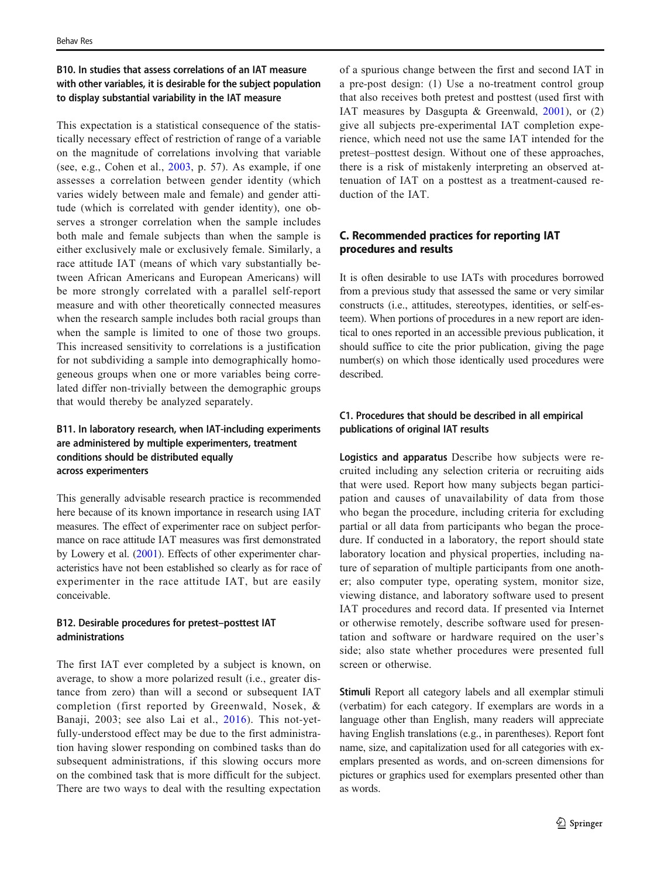### B10. In studies that assess correlations of an IAT measure with other variables, it is desirable for the subject population to display substantial variability in the IAT measure

This expectation is a statistical consequence of the statistically necessary effect of restriction of range of a variable on the magnitude of correlations involving that variable (see, e.g., Cohen et al., 2003, p. 57). As example, if one assesses a correlation between gender identity (which varies widely between male and female) and gender attitude (which is correlated with gender identity), one observes a stronger correlation when the sample includes both male and female subjects than when the sample is either exclusively male or exclusively female. Similarly, a race attitude IAT (means of which vary substantially between African Americans and European Americans) will be more strongly correlated with a parallel self-report measure and with other theoretically connected measures when the research sample includes both racial groups than when the sample is limited to one of those two groups. This increased sensitivity to correlations is a justification for not subdividing a sample into demographically homogeneous groups when one or more variables being correlated differ non-trivially between the demographic groups that would thereby be analyzed separately.

### B11. In laboratory research, when IAT-including experiments are administered by multiple experimenters, treatment conditions should be distributed equally across experimenters

This generally advisable research practice is recommended here because of its known importance in research using IAT measures. The effect of experimenter race on subject performance on race attitude IAT measures was first demonstrated by Lowery et al. (2001). Effects of other experimenter characteristics have not been established so clearly as for race of experimenter in the race attitude IAT, but are easily conceivable.

### B12. Desirable procedures for pretest–posttest IAT administrations

The first IAT ever completed by a subject is known, on average, to show a more polarized result (i.e., greater distance from zero) than will a second or subsequent IAT completion (first reported by Greenwald, Nosek, & Banaji, 2003; see also Lai et al., 2016). This not-yet-fully-understood effect may be due to the first administration having slower responding on combined tasks than do subsequent administrations, if this slowing occurs more on the combined task that is more difficult for the subject. There are two ways to deal with the resulting expectation of a spurious change between the first and second IAT in a pre-post design: (1) Use a no-treatment control group that also receives both pretest and posttest (used first with IAT measures by Dasgupta & Greenwald, 2001), or (2) give all subjects pre-experimental IAT completion experience, which need not use the same IAT intended for the pretest–posttest design. Without one of these approaches, there is a risk of mistakenly interpreting an observed attenuation of IAT on a posttest as a treatment-caused reduction of the IAT.

## C. Recommended practices for reporting IAT procedures and results

It is often desirable to use IATs with procedures borrowed from a previous study that assessed the same or very similar constructs (i.e., attitudes, stereotypes, identities, or self-esteem). When portions of procedures in a new report are identical to ones reported in an accessible previous publication, it should suffice to cite the prior publication, giving the page number(s) on which those identically used procedures were described.

### C1. Procedures that should be described in all empirical publications of original IAT results

**Logistics and apparatus** Describe how subjects were recruited including any selection criteria or recruiting aids that were used. Report how many subjects began participation and causes of unavailability of data from those who began the procedure, including criteria for excluding partial or all data from participants who began the procedure. If conducted in a laboratory, the report should state laboratory location and physical properties, including nature of separation of multiple participants from one another; also computer type, operating system, monitor size, viewing distance, and laboratory software used to present IAT procedures and record data. If presented via Internet or otherwise remotely, describe software used for presentation and software or hardware required on the user's side; also state whether procedures were presented full screen or otherwise.

**Stimuli** Report all category labels and all exemplar stimuli (verbatim) for each category. If exemplars are words in a language other than English, many readers will appreciate having English translations (e.g., in parentheses). Report font name, size, and capitalization used for all categories with exemplars presented as words, and on-screen dimensions for pictures or graphics used for exemplars presented other than as words.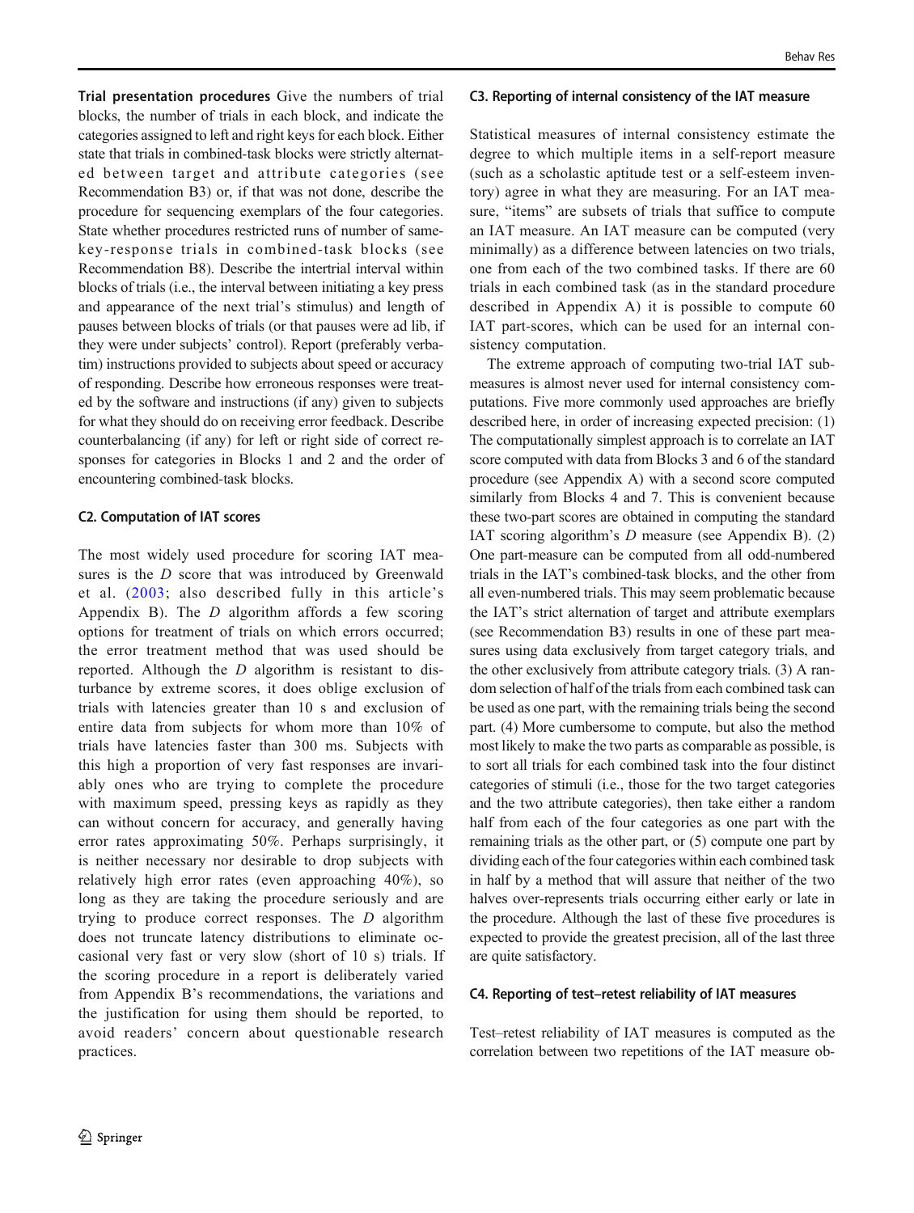**Trial presentation procedures** Give the numbers of trial blocks, the number of trials in each block, and indicate the categories assigned to left and right keys for each block. Either state that trials in combined-task blocks were strictly alternated between target and attribute categories (see Recommendation B3) or, if that was not done, describe the procedure for sequencing exemplars of the four categories. State whether procedures restricted runs of number of same-key-response trials in combined-task blocks (see Recommendation B8). Describe the intertrial interval within blocks of trials (i.e., the interval between initiating a key press and appearance of the next trial's stimulus) and length of pauses between blocks of trials (or that pauses were ad lib, if they were under subjects' control). Report (preferably verbatim) instructions provided to subjects about speed or accuracy of responding. Describe how erroneous responses were treated by the software and instructions (if any) given to subjects for what they should do on receiving error feedback. Describe counterbalancing (if any) for left or right side of correct responses for categories in Blocks 1 and 2 and the order of encountering combined-task blocks.

### C2. Computation of IAT scores

The most widely used procedure for scoring IAT measures is the *D* score that was introduced by Greenwald et al. (2003; also described fully in this article's Appendix B). The *D* algorithm affords a few scoring options for treatment of trials on which errors occurred; the error treatment method that was used should be reported. Although the *D* algorithm is resistant to disturbance by extreme scores, it does oblige exclusion of trials with latencies greater than 10 s and exclusion of entire data from subjects for whom more than 10% of trials have latencies faster than 300 ms. Subjects with this high a proportion of very fast responses are invariably ones who are trying to complete the procedure with maximum speed, pressing keys as rapidly as they can without concern for accuracy, and generally having error rates approximating 50%. Perhaps surprisingly, it is neither necessary nor desirable to drop subjects with relatively high error rates (even approaching 40%), so long as they are taking the procedure seriously and are trying to produce correct responses. The *D* algorithm does not truncate latency distributions to eliminate occasional very fast or very slow (short of 10 s) trials. If the scoring procedure in a report is deliberately varied from Appendix B's recommendations, the variations and the justification for using them should be reported, to avoid readers' concern about questionable research practices.

### C3. Reporting of internal consistency of the IAT measure

Statistical measures of internal consistency estimate the degree to which multiple items in a self-report measure (such as a scholastic aptitude test or a self-esteem inventory) agree in what they are measuring. For an IAT measure, "items" are subsets of trials that suffice to compute an IAT measure. An IAT measure can be computed (very minimally) as a difference between latencies on two trials, one from each of the two combined tasks. If there are 60 trials in each combined task (as in the standard procedure described in Appendix A) it is possible to compute 60 IAT part-scores, which can be used for an internal consistency computation.

The extreme approach of computing two-trial IAT submeasures is almost never used for internal consistency computations. Five more commonly used approaches are briefly described here, in order of increasing expected precision: (1) The computationally simplest approach is to correlate an IAT score computed with data from Blocks 3 and 6 of the standard procedure (see Appendix A) with a second score computed similarly from Blocks 4 and 7. This is convenient because these two-part scores are obtained in computing the standard IAT scoring algorithm's *D* measure (see Appendix B). (2) One part-measure can be computed from all odd-numbered trials in the IAT's combined-task blocks, and the other from all even-numbered trials. This may seem problematic because the IAT's strict alternation of target and attribute exemplars (see Recommendation B3) results in one of these part measures using data exclusively from target category trials, and the other exclusively from attribute category trials. (3) A random selection of half of the trials from each combined task can be used as one part, with the remaining trials being the second part. (4) More cumbersome to compute, but also the method most likely to make the two parts as comparable as possible, is to sort all trials for each combined task into the four distinct categories of stimuli (i.e., those for the two target categories and the two attribute categories), then take either a random half from each of the four categories as one part with the remaining trials as the other part, or (5) compute one part by dividing each of the four categories within each combined task in half by a method that will assure that neither of the two halves over-represents trials occurring either early or late in the procedure. Although the last of these five procedures is expected to provide the greatest precision, all of the last three are quite satisfactory.

### C4. Reporting of test–retest reliability of IAT measures

Test–retest reliability of IAT measures is computed as the correlation between two repetitions of the IAT measure ob-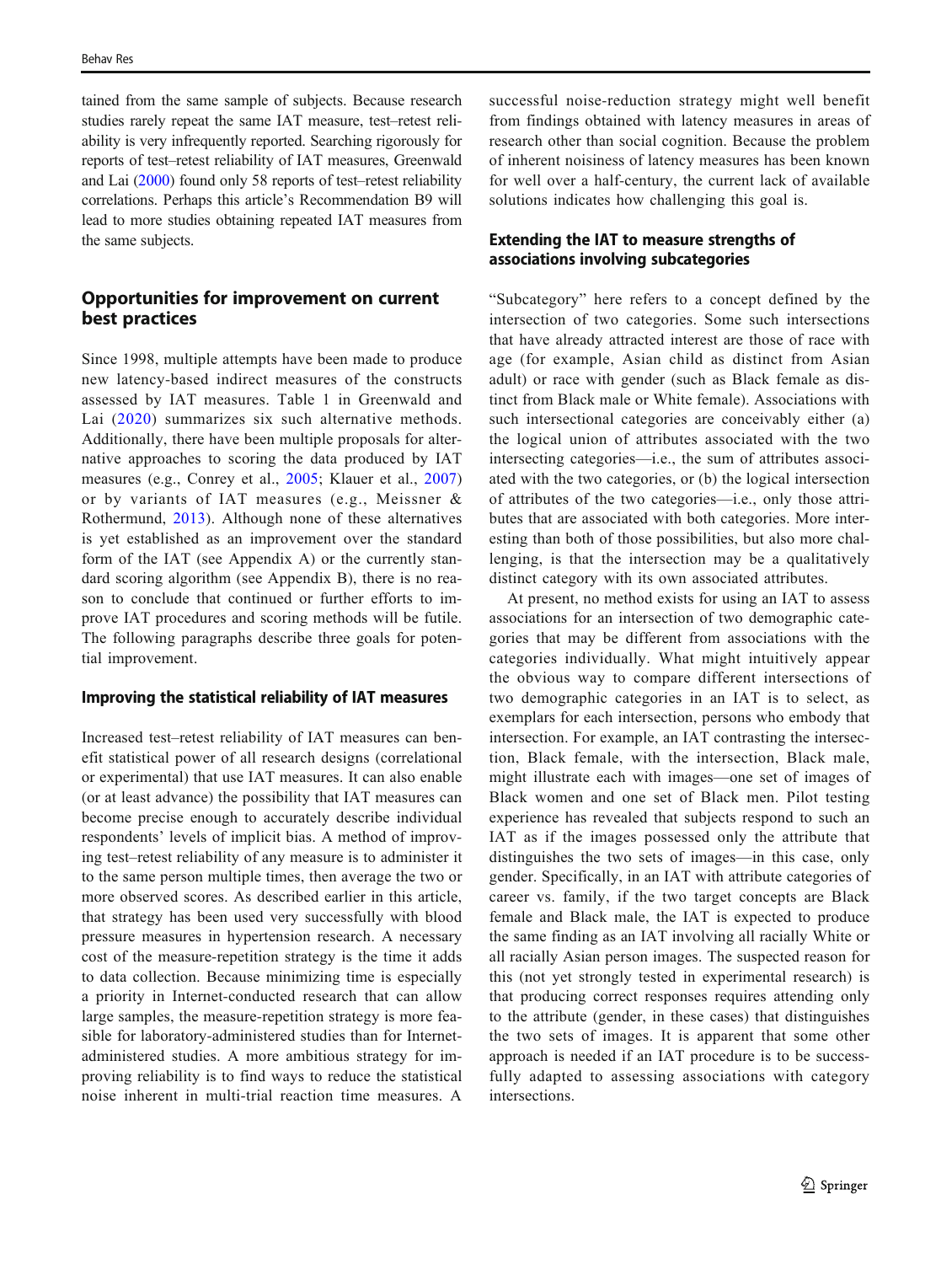tained from the same sample of subjects. Because research studies rarely repeat the same IAT measure, test–retest reliability is very infrequently reported. Searching rigorously for reports of test–retest reliability of IAT measures, Greenwald and Lai (2000) found only 58 reports of test–retest reliability correlations. Perhaps this article's Recommendation B9 will lead to more studies obtaining repeated IAT measures from the same subjects.

## Opportunities for improvement on current best practices

Since 1998, multiple attempts have been made to produce new latency-based indirect measures of the constructs assessed by IAT measures. Table 1 in Greenwald and Lai (2020) summarizes six such alternative methods. Additionally, there have been multiple proposals for alternative approaches to scoring the data produced by IAT measures (e.g., Conrey et al., 2005; Klauer et al., 2007) or by variants of IAT measures (e.g., Meissner & Rothermund, 2013). Although none of these alternatives is yet established as an improvement over the standard form of the IAT (see Appendix A) or the currently standard scoring algorithm (see Appendix B), there is no reason to conclude that continued or further efforts to improve IAT procedures and scoring methods will be futile. The following paragraphs describe three goals for potential improvement.

### Improving the statistical reliability of IAT measures

Increased test–retest reliability of IAT measures can benefit statistical power of all research designs (correlational or experimental) that use IAT measures. It can also enable (or at least advance) the possibility that IAT measures can become precise enough to accurately describe individual respondents' levels of implicit bias. A method of improving test–retest reliability of any measure is to administer it to the same person multiple times, then average the two or more observed scores. As described earlier in this article, that strategy has been used very successfully with blood pressure measures in hypertension research. A necessary cost of the measure-repetition strategy is the time it adds to data collection. Because minimizing time is especially a priority in Internet-conducted research that can allow large samples, the measure-repetition strategy is more feasible for laboratory-administered studies than for Internet-administered studies. A more ambitious strategy for improving reliability is to find ways to reduce the statistical noise inherent in multi-trial reaction time measures. A successful noise-reduction strategy might well benefit from findings obtained with latency measures in areas of research other than social cognition. Because the problem of inherent noisiness of latency measures has been known for well over a half-century, the current lack of available solutions indicates how challenging this goal is.

### Extending the IAT to measure strengths of associations involving subcategories

"Subcategory" here refers to a concept defined by the intersection of two categories. Some such intersections that have already attracted interest are those of race with age (for example, Asian child as distinct from Asian adult) or race with gender (such as Black female as distinct from Black male or White female). Associations with such intersectional categories are conceivably either (a) the logical union of attributes associated with the two intersecting categories—i.e., the sum of attributes associated with the two categories, or (b) the logical intersection of attributes of the two categories—i.e., only those attributes that are associated with both categories. More interesting than both of those possibilities, but also more challenging, is that the intersection may be a qualitatively distinct category with its own associated attributes.

At present, no method exists for using an IAT to assess associations for an intersection of two demographic categories that may be different from associations with the categories individually. What might intuitively appear the obvious way to compare different intersections of two demographic categories in an IAT is to select, as exemplars for each intersection, persons who embody that intersection. For example, an IAT contrasting the intersection, Black female, with the intersection, Black male, might illustrate each with images—one set of images of Black women and one set of Black men. Pilot testing experience has revealed that subjects respond to such an IAT as if the images possessed only the attribute that distinguishes the two sets of images—in this case, only gender. Specifically, in an IAT with attribute categories of career vs. family, if the two target concepts are Black female and Black male, the IAT is expected to produce the same finding as an IAT involving all racially White or all racially Asian person images. The suspected reason for this (not yet strongly tested in experimental research) is that producing correct responses requires attending only to the attribute (gender, in these cases) that distinguishes the two sets of images. It is apparent that some other approach is needed if an IAT procedure is to be successfully adapted to assessing associations with category intersections.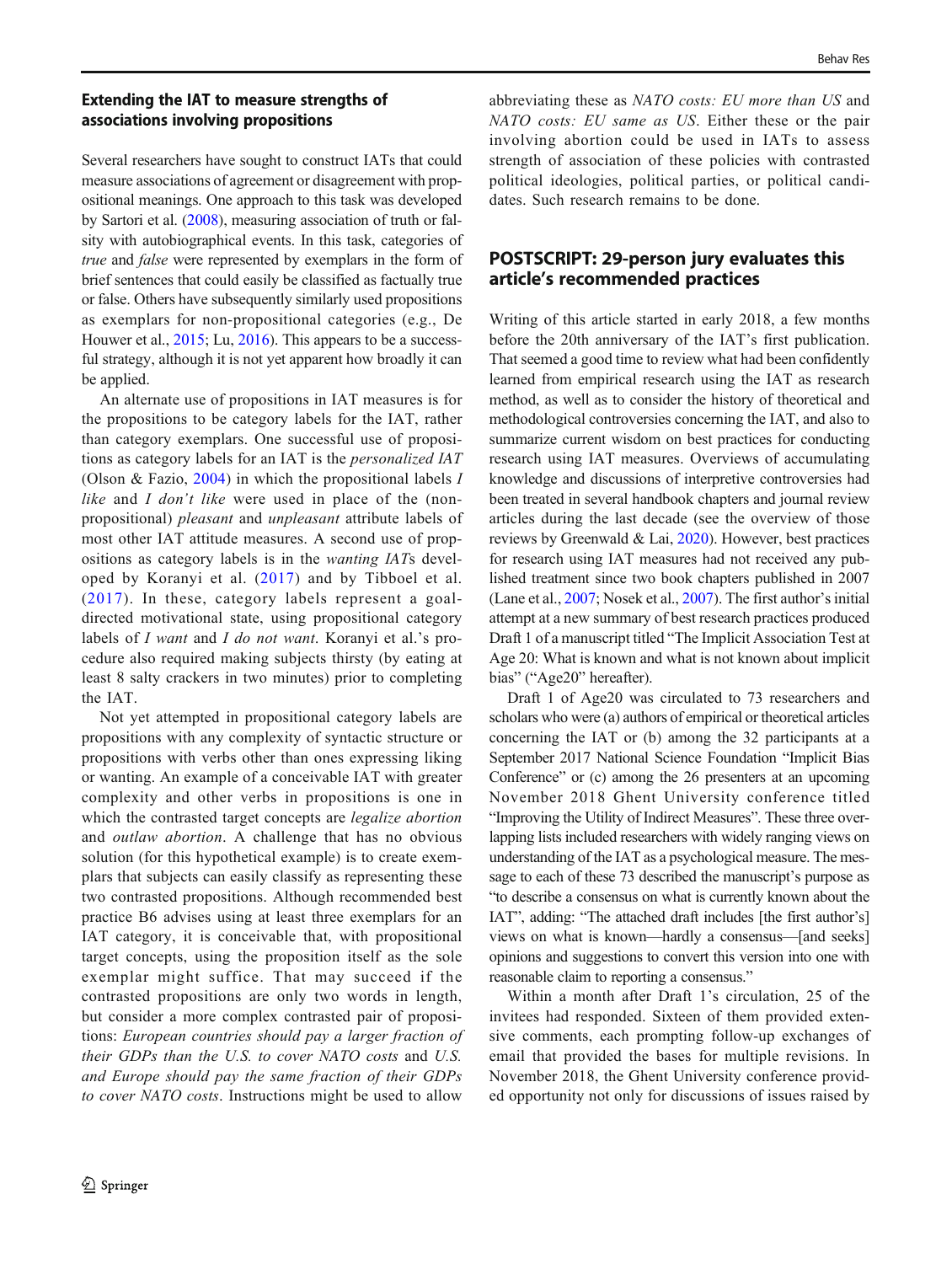### Extending the IAT to measure strengths of associations involving propositions

Several researchers have sought to construct IATs that could measure associations of agreement or disagreement with propositional meanings. One approach to this task was developed by Sartori et al. (2008), measuring association of truth or falsity with autobiographical events. In this task, categories of *true* and *false* were represented by exemplars in the form of brief sentences that could easily be classified as factually true or false. Others have subsequently similarly used propositions as exemplars for non-propositional categories (e.g., De Houwer et al., 2015; Lu, 2016). This appears to be a successful strategy, although it is not yet apparent how broadly it can be applied.

An alternate use of propositions in IAT measures is for the propositions to be category labels for the IAT, rather than category exemplars. One successful use of propositions as category labels for an IAT is the *personalized IAT* (Olson & Fazio, 2004) in which the propositional labels *I like* and *I don't like* were used in place of the (non-propositional) *pleasant* and *unpleasant* attribute labels of most other IAT attitude measures. A second use of propositions as category labels is in the *wanting IAT*s developed by Koranyi et al. (2017) and by Tibboel et al. (2017). In these, category labels represent a goal-directed motivational state, using propositional category labels of *I want* and *I do not want*. Koranyi et al.'s procedure also required making subjects thirsty (by eating at least 8 salty crackers in two minutes) prior to completing the IAT.

Not yet attempted in propositional category labels are propositions with any complexity of syntactic structure or propositions with verbs other than ones expressing liking or wanting. An example of a conceivable IAT with greater complexity and other verbs in propositions is one in which the contrasted target concepts are *legalize abortion* and *outlaw abortion*. A challenge that has no obvious solution (for this hypothetical example) is to create exemplars that subjects can easily classify as representing these two contrasted propositions. Although recommended best practice B6 advises using at least three exemplars for an IAT category, it is conceivable that, with propositional target concepts, using the proposition itself as the sole exemplar might suffice. That may succeed if the contrasted propositions are only two words in length, but consider a more complex contrasted pair of propositions: *European countries should pay a larger fraction of their GDPs than the U.S. to cover NATO costs* and *U.S. and Europe should pay the same fraction of their GDPs to cover NATO costs*. Instructions might be used to allow abbreviating these as *NATO costs: EU more than US* and *NATO costs: EU same as US*. Either these or the pair involving abortion could be used in IATs to assess strength of association of these policies with contrasted political ideologies, political parties, or political candidates. Such research remains to be done.

## POSTSCRIPT: 29-person jury evaluates this article's recommended practices

Writing of this article started in early 2018, a few months before the 20th anniversary of the IAT's first publication. That seemed a good time to review what had been confidently learned from empirical research using the IAT as research method, as well as to consider the history of theoretical and methodological controversies concerning the IAT, and also to summarize current wisdom on best practices for conducting research using IAT measures. Overviews of accumulating knowledge and discussions of interpretive controversies had been treated in several handbook chapters and journal review articles during the last decade (see the overview of those reviews by Greenwald & Lai, 2020). However, best practices for research using IAT measures had not received any published treatment since two book chapters published in 2007 (Lane et al., 2007; Nosek et al., 2007). The first author's initial attempt at a new summary of best research practices produced Draft 1 of a manuscript titled "The Implicit Association Test at Age 20: What is known and what is not known about implicit bias" ("Age20" hereafter).

Draft 1 of Age20 was circulated to 73 researchers and scholars who were (a) authors of empirical or theoretical articles concerning the IAT or (b) among the 32 participants at a September 2017 National Science Foundation "Implicit Bias Conference" or (c) among the 26 presenters at an upcoming November 2018 Ghent University conference titled "Improving the Utility of Indirect Measures". These three overlapping lists included researchers with widely ranging views on understanding of the IAT as a psychological measure. The message to each of these 73 described the manuscript's purpose as "to describe a consensus on what is currently known about the IAT", adding: "The attached draft includes [the first author's] views on what is known—hardly a consensus—[and seeks] opinions and suggestions to convert this version into one with reasonable claim to reporting a consensus."

Within a month after Draft 1's circulation, 25 of the invitees had responded. Sixteen of them provided extensive comments, each prompting follow-up exchanges of email that provided the bases for multiple revisions. In November 2018, the Ghent University conference provided opportunity not only for discussions of issues raised by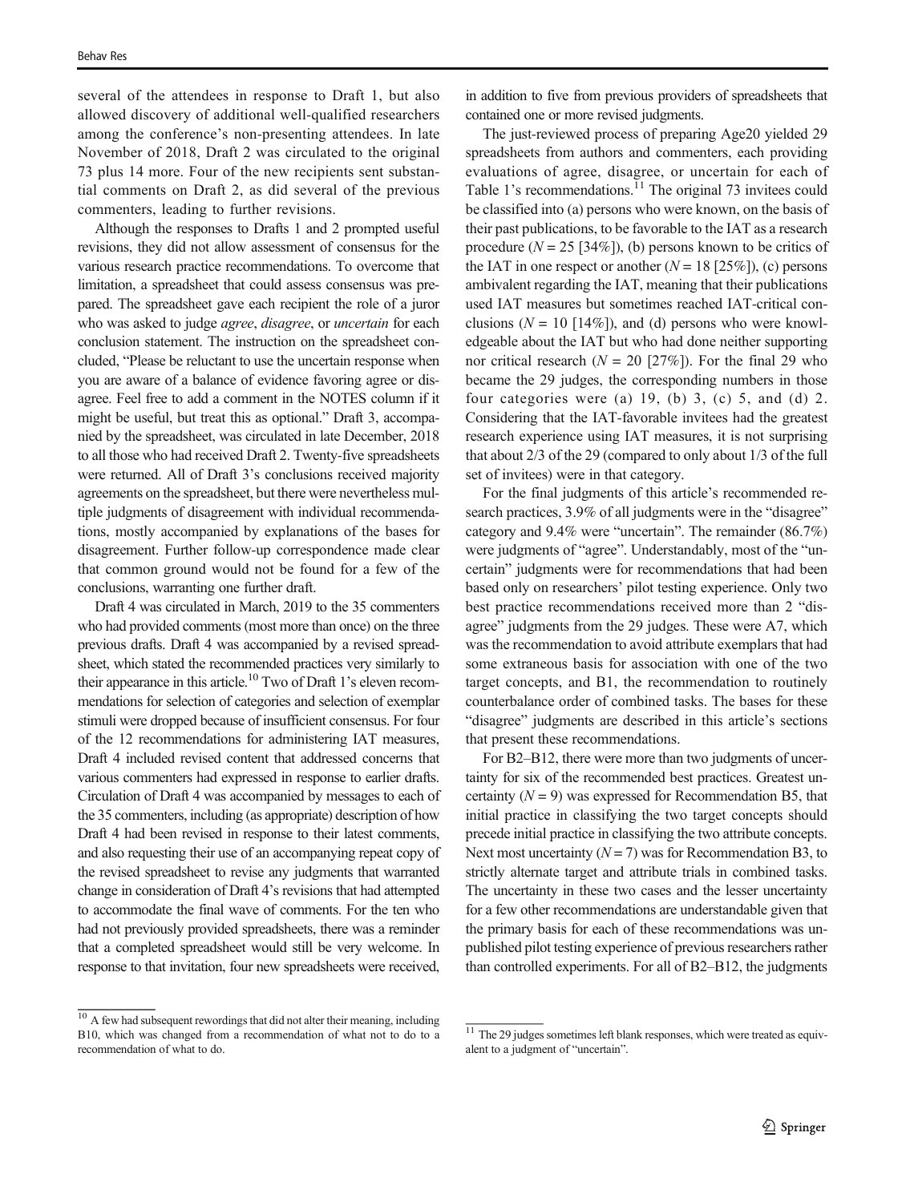several of the attendees in response to Draft 1, but also allowed discovery of additional well-qualified researchers among the conference's non-presenting attendees. In late November of 2018, Draft 2 was circulated to the original 73 plus 14 more. Four of the new recipients sent substantial comments on Draft 2, as did several of the previous commenters, leading to further revisions.

Although the responses to Drafts 1 and 2 prompted useful revisions, they did not allow assessment of consensus for the various research practice recommendations. To overcome that limitation, a spreadsheet that could assess consensus was prepared. The spreadsheet gave each recipient the role of a juror who was asked to judge *agree*, *disagree*, or *uncertain* for each conclusion statement. The instruction on the spreadsheet concluded, "Please be reluctant to use the uncertain response when you are aware of a balance of evidence favoring agree or disagree. Feel free to add a comment in the NOTES column if it might be useful, but treat this as optional." Draft 3, accompanied by the spreadsheet, was circulated in late December, 2018 to all those who had received Draft 2. Twenty-five spreadsheets were returned. All of Draft 3's conclusions received majority agreements on the spreadsheet, but there were nevertheless multiple judgments of disagreement with individual recommendations, mostly accompanied by explanations of the bases for disagreement. Further follow-up correspondence made clear that common ground would not be found for a few of the conclusions, warranting one further draft.

Draft 4 was circulated in March, 2019 to the 35 commenters who had provided comments (most more than once) on the three previous drafts. Draft 4 was accompanied by a revised spreadsheet, which stated the recommended practices very similarly to their appearance in this article.[10] Two of Draft 1's eleven recommendations for selection of categories and selection of exemplar stimuli were dropped because of insufficient consensus. For four of the 12 recommendations for administering IAT measures, Draft 4 included revised content that addressed concerns that various commenters had expressed in response to earlier drafts. Circulation of Draft 4 was accompanied by messages to each of the 35 commenters, including (as appropriate) description of how Draft 4 had been revised in response to their latest comments, and also requesting their use of an accompanying repeat copy of the revised spreadsheet to revise any judgments that warranted change in consideration of Draft 4's revisions that had attempted to accommodate the final wave of comments. For the ten who had not previously provided spreadsheets, there was a reminder that a completed spreadsheet would still be very welcome. In response to that invitation, four new spreadsheets were received, in addition to five from previous providers of spreadsheets that contained one or more revised judgments.

The just-reviewed process of preparing Age20 yielded 29 spreadsheets from authors and commenters, each providing evaluations of agree, disagree, or uncertain for each of Table 1's recommendations.[11] The original 73 invitees could be classified into (a) persons who were known, on the basis of their past publications, to be favorable to the IAT as a research procedure ($N = 25$ [34%]), (b) persons known to be critics of the IAT in one respect or another ($N = 18$ [25%]), (c) persons ambivalent regarding the IAT, meaning that their publications used IAT measures but sometimes reached IAT-critical conclusions ($N = 10$ [14%]), and (d) persons who were knowledgeable about the IAT but who had done neither supporting nor critical research ($N = 20$ [27%]). For the final 29 who became the 29 judges, the corresponding numbers in those four categories were (a) 19, (b) 3, (c) 5, and (d) 2. Considering that the IAT-favorable invitees had the greatest research experience using IAT measures, it is not surprising that about 2/3 of the 29 (compared to only about 1/3 of the full set of invitees) were in that category.

For the final judgments of this article's recommended research practices, 3.9% of all judgments were in the "disagree" category and 9.4% were "uncertain". The remainder (86.7%) were judgments of "agree". Understandably, most of the "uncertain" judgments were for recommendations that had been based only on researchers' pilot testing experience. Only two best practice recommendations received more than 2 "disagree" judgments from the 29 judges. These were A7, which was the recommendation to avoid attribute exemplars that had some extraneous basis for association with one of the two target concepts, and B1, the recommendation to routinely counterbalance order of combined tasks. The bases for these "disagree" judgments are described in this article's sections that present these recommendations.

For B2–B12, there were more than two judgments of uncertainty for six of the recommended best practices. Greatest uncertainty ($N = 9$) was expressed for Recommendation B5, that initial practice in classifying the two target concepts should precede initial practice in classifying the two attribute concepts. Next most uncertainty ($N = 7$) was for Recommendation B3, to strictly alternate target and attribute trials in combined tasks. The uncertainty in these two cases and the lesser uncertainty for a few other recommendations are understandable given that the primary basis for each of these recommendations was unpublished pilot testing experience of previous researchers rather than controlled experiments. For all of B2–B12, the judgments

[10] A few had subsequent rewordings that did not alter their meaning, including B10, which was changed from a recommendation of what not to do to a recommendation of what to do.

[11] The 29 judges sometimes left blank responses, which were treated as equivalent to a judgment of "uncertain".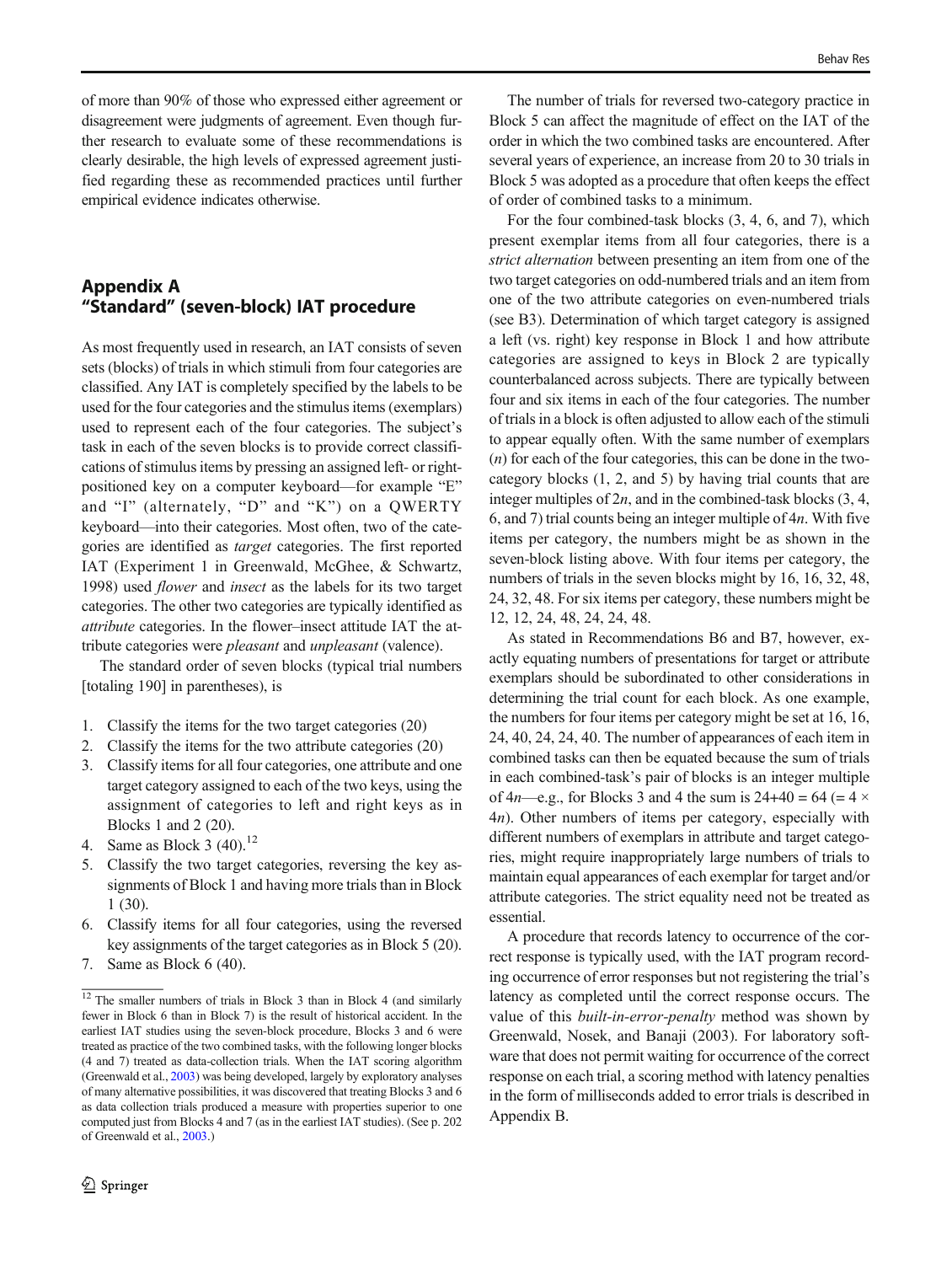of more than 90% of those who expressed either agreement or disagreement were judgments of agreement. Even though further research to evaluate some of these recommendations is clearly desirable, the high levels of expressed agreement justified regarding these as recommended practices until further empirical evidence indicates otherwise.

## Appendix A "Standard" (seven-block) IAT procedure

As most frequently used in research, an IAT consists of seven sets (blocks) of trials in which stimuli from four categories are classified. Any IAT is completely specified by the labels to be used for the four categories and the stimulus items (exemplars) used to represent each of the four categories. The subject's task in each of the seven blocks is to provide correct classifications of stimulus items by pressing an assigned left- or right-positioned key on a computer keyboard—for example "E" and "I" (alternately, "D" and "K") on a QWERTY keyboard—into their categories. Most often, two of the categories are identified as *target* categories. The first reported IAT (Experiment 1 in Greenwald, McGhee, & Schwartz, 1998) used *flower* and *insect* as the labels for its two target categories. The other two categories are typically identified as *attribute* categories. In the flower–insect attitude IAT the attribute categories were *pleasant* and *unpleasant* (valence).

The standard order of seven blocks (typical trial numbers [totaling 190] in parentheses), is

1. Classify the items for the two target categories (20)
2. Classify the items for the two attribute categories (20)
3. Classify items for all four categories, one attribute and one target category assigned to each of the two keys, using the assignment of categories to left and right keys as in Blocks 1 and 2 (20).
4. Same as Block 3 (40).[12]
5. Classify the two target categories, reversing the key assignments of Block 1 and having more trials than in Block 1 (30).
6. Classify items for all four categories, using the reversed key assignments of the target categories as in Block 5 (20).
7. Same as Block 6 (40).

The number of trials for reversed two-category practice in Block 5 can affect the magnitude of effect on the IAT of the order in which the two combined tasks are encountered. After several years of experience, an increase from 20 to 30 trials in Block 5 was adopted as a procedure that often keeps the effect of order of combined tasks to a minimum.

For the four combined-task blocks (3, 4, 6, and 7), which present exemplar items from all four categories, there is a *strict alternation* between presenting an item from one of the two target categories on odd-numbered trials and an item from one of the two attribute categories on even-numbered trials (see B3). Determination of which target category is assigned a left (vs. right) key response in Block 1 and how attribute categories are assigned to keys in Block 2 are typically counterbalanced across subjects. There are typically between four and six items in each of the four categories. The number of trials in a block is often adjusted to allow each of the stimuli to appear equally often. With the same number of exemplars ($n$) for each of the four categories, this can be done in the two-category blocks (1, 2, and 5) by having trial counts that are integer multiples of $2n$, and in the combined-task blocks (3, 4, 6, and 7) trial counts being an integer multiple of $4n$. With five items per category, the numbers might be as shown in the seven-block listing above. With four items per category, the numbers of trials in the seven blocks might by 16, 16, 32, 48, 24, 32, 48. For six items per category, these numbers might be 12, 12, 24, 48, 24, 24, 48.

As stated in Recommendations B6 and B7, however, exactly equating numbers of presentations for target or attribute exemplars should be subordinated to other considerations in determining the trial count for each block. As one example, the numbers for four items per category might be set at 16, 16, 24, 40, 24, 24, 40. The number of appearances of each item in combined tasks can then be equated because the sum of trials in each combined-task's pair of blocks is an integer multiple of $4n$—e.g., for Blocks 3 and 4 the sum is 24+40 = 64 (= 4 × $4n$). Other numbers of items per category, especially with different numbers of exemplars in attribute and target categories, might require inappropriately large numbers of trials to maintain equal appearances of each exemplar for target and/or attribute categories. The strict equality need not be treated as essential.

A procedure that records latency to occurrence of the correct response is typically used, with the IAT program recording occurrence of error responses but not registering the trial's latency as completed until the correct response occurs. The value of this *built-in-error-penalty* method was shown by Greenwald, Nosek, and Banaji (2003). For laboratory software that does not permit waiting for occurrence of the correct response on each trial, a scoring method with latency penalties in the form of milliseconds added to error trials is described in Appendix B.

[12] The smaller numbers of trials in Block 3 than in Block 4 (and similarly fewer in Block 6 than in Block 7) is the result of historical accident. In the earliest IAT studies using the seven-block procedure, Blocks 3 and 6 were treated as practice of the two combined tasks, with the following longer blocks (4 and 7) treated as data-collection trials. When the IAT scoring algorithm (Greenwald et al., 2003) was being developed, largely by exploratory analyses of many alternative possibilities, it was discovered that treating Blocks 3 and 6 as data collection trials produced a measure with properties superior to one computed just from Blocks 4 and 7 (as in the earliest IAT studies). (See p. 202 of Greenwald et al., 2003.)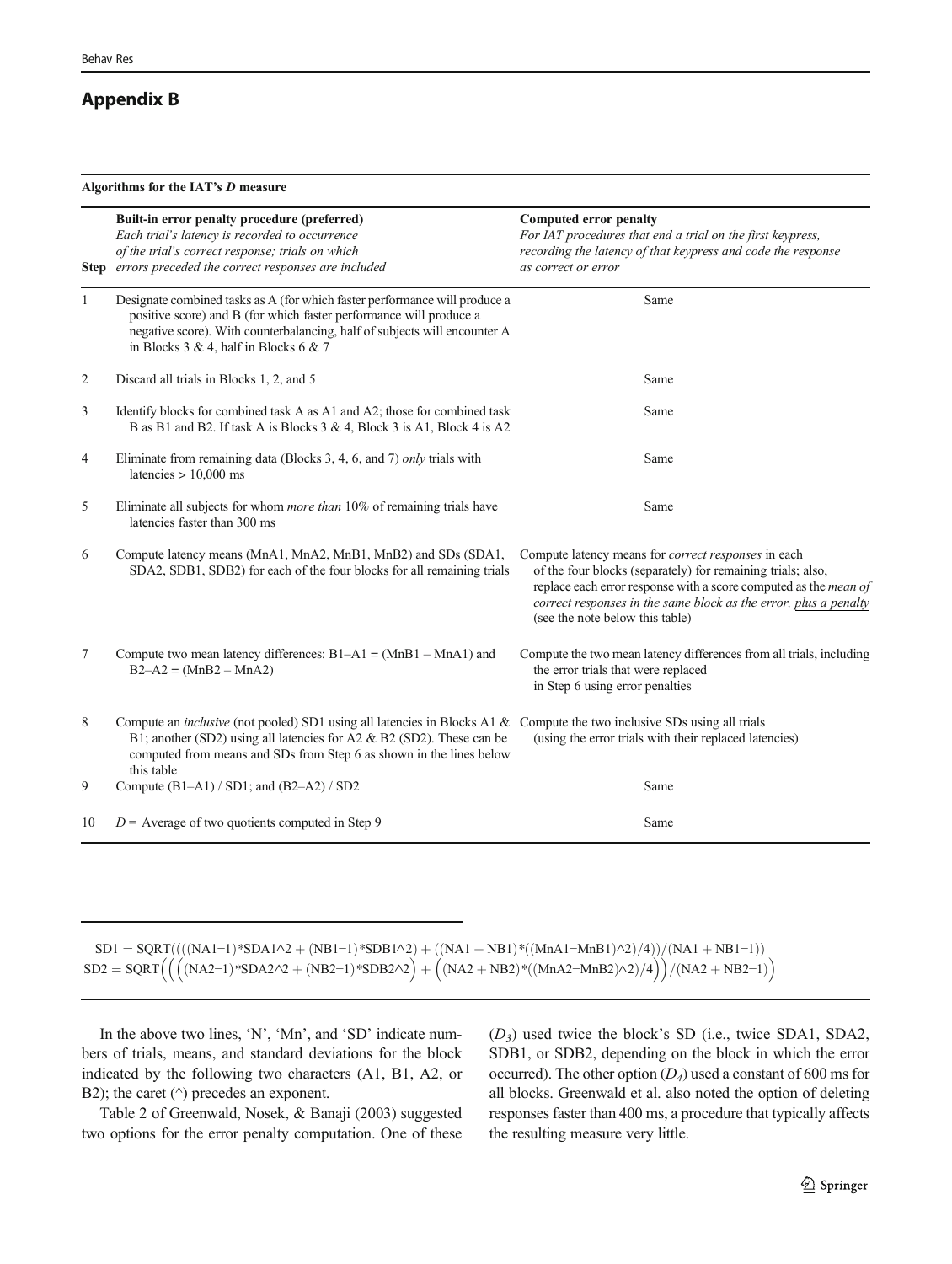## Appendix B

**Algorithms for the IAT's *D* measure**

| Step | **Built-in error penalty procedure (preferred)** *Each trial's latency is recorded to occurrence of the trial's correct response; trials on which errors preceded the correct responses are included* | **Computed error penalty** *For IAT procedures that end a trial on the first keypress, recording the latency of that keypress and code the response as correct or error* |
|---|---|---|
| 1 | Designate combined tasks as A (for which faster performance will produce a positive score) and B (for which faster performance will produce a negative score). With counterbalancing, half of subjects will encounter A in Blocks 3 & 4, half in Blocks 6 & 7 | Same |
| 2 | Discard all trials in Blocks 1, 2, and 5 | Same |
| 3 | Identify blocks for combined task A as A1 and A2; those for combined task B as B1 and B2. If task A is Blocks 3 & 4, Block 3 is A1, Block 4 is A2 | Same |
| 4 | Eliminate from remaining data (Blocks 3, 4, 6, and 7) *only* trials with latencies > 10,000 ms | Same |
| 5 | Eliminate all subjects for whom *more than* 10% of remaining trials have latencies faster than 300 ms | Same |
| 6 | Compute latency means (MnA1, MnA2, MnB1, MnB2) and SDs (SDA1, SDA2, SDB1, SDB2) for each of the four blocks for all remaining trials | Compute latency means for *correct responses* in each of the four blocks (separately) for remaining trials; also, replace each error response with a score computed as the *mean of correct responses in the same block as the error, plus a penalty* (see the note below this table) |
| 7 | Compute two mean latency differences: B1–A1 = (MnB1 – MnA1) and B2–A2 = (MnB2 – MnA2) | Compute the two mean latency differences from all trials, including the error trials that were replaced in Step 6 using error penalties |
| 8 | Compute an *inclusive* (not pooled) SD1 using all latencies in Blocks A1 & B1; another (SD2) using all latencies for A2 & B2 (SD2). These can be computed from means and SDs from Step 6 as shown in the lines below this table | Compute the two inclusive SDs using all trials (using the error trials with their replaced latencies) |
| 9 | Compute (B1–A1) / SD1; and (B2–A2) / SD2 | Same |
| 10 | *D* = Average of two quotients computed in Step 9 | Same |

SD1 = SQRT((((NA1−1)*SDA1^2 + (NB1−1)*SDB1^2) + ((NA1 + NB1)*((MnA1−MnB1)^2)/4))/(NA1 + NB1−1))

SD2 = SQRT((((NA2−1)*SDA2^2 + (NB2−1)*SDB2^2) + ((NA2 + NB2)*((MnA2−MnB2)^2)/4))/(NA2 + NB2−1))

In the above two lines, 'N', 'Mn', and 'SD' indicate numbers of trials, means, and standard deviations for the block indicated by the following two characters (A1, B1, A2, or B2); the caret (^) precedes an exponent.

Table 2 of Greenwald, Nosek, & Banaji (2003) suggested two options for the error penalty computation. One of these ($D_3$) used twice the block's SD (i.e., twice SDA1, SDA2, SDB1, or SDB2, depending on the block in which the error occurred). The other option ($D_4$) used a constant of 600 ms for all blocks. Greenwald et al. also noted the option of deleting responses faster than 400 ms, a procedure that typically affects the resulting measure very little.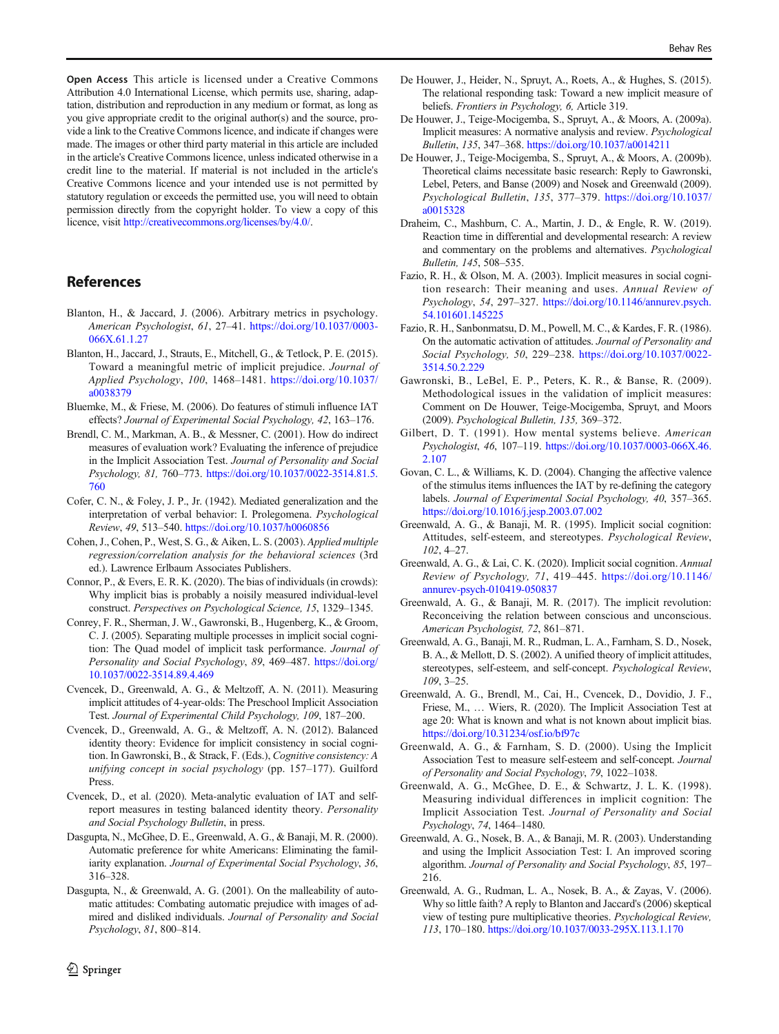**Open Access** This article is licensed under a Creative Commons Attribution 4.0 International License, which permits use, sharing, adaptation, distribution and reproduction in any medium or format, as long as you give appropriate credit to the original author(s) and the source, provide a link to the Creative Commons licence, and indicate if changes were made. The images or other third party material in this article are included in the article's Creative Commons licence, unless indicated otherwise in a credit line to the material. If material is not included in the article's Creative Commons licence and your intended use is not permitted by statutory regulation or exceeds the permitted use, you will need to obtain permission directly from the copyright holder. To view a copy of this licence, visit http://creativecommons.org/licenses/by/4.0/.

## References

Blanton, H., & Jaccard, J. (2006). Arbitrary metrics in psychology. *American Psychologist*, *61*, 27–41. https://doi.org/10.1037/0003-066X.61.1.27

Blanton, H., Jaccard, J., Strauts, E., Mitchell, G., & Tetlock, P. E. (2015). Toward a meaningful metric of implicit prejudice. *Journal of Applied Psychology*, *100*, 1468–1481. https://doi.org/10.1037/a0038379

Bluemke, M., & Friese, M. (2006). Do features of stimuli influence IAT effects? *Journal of Experimental Social Psychology, 42*, 163–176.

Brendl, C. M., Markman, A. B., & Messner, C. (2001). How do indirect measures of evaluation work? Evaluating the inference of prejudice in the Implicit Association Test. *Journal of Personality and Social Psychology, 81,* 760–773. https://doi.org/10.1037/0022-3514.81.5.760

Cofer, C. N., & Foley, J. P., Jr. (1942). Mediated generalization and the interpretation of verbal behavior: I. Prolegomena. *Psychological Review*, *49*, 513–540. https://doi.org/10.1037/h0060856

Cohen, J., Cohen, P., West, S. G., & Aiken, L. S. (2003). *Applied multiple regression/correlation analysis for the behavioral sciences* (3rd ed.). Lawrence Erlbaum Associates Publishers.

Connor, P., & Evers, E. R. K. (2020). The bias of individuals (in crowds): Why implicit bias is probably a noisily measured individual-level construct. *Perspectives on Psychological Science, 15*, 1329–1345.

Conrey, F. R., Sherman, J. W., Gawronski, B., Hugenberg, K., & Groom, C. J. (2005). Separating multiple processes in implicit social cognition: The Quad model of implicit task performance. *Journal of Personality and Social Psychology*, *89*, 469–487. https://doi.org/10.1037/0022-3514.89.4.469

Cvencek, D., Greenwald, A. G., & Meltzoff, A. N. (2011). Measuring implicit attitudes of 4-year-olds: The Preschool Implicit Association Test. *Journal of Experimental Child Psychology, 109*, 187–200.

Cvencek, D., Greenwald, A. G., & Meltzoff, A. N. (2012). Balanced identity theory: Evidence for implicit consistency in social cognition. In Gawronski, B., & Strack, F. (Eds.), *Cognitive consistency: A unifying concept in social psychology* (pp. 157–177). Guilford Press.

Cvencek, D., et al. (2020). Meta-analytic evaluation of IAT and self-report measures in testing balanced identity theory. *Personality and Social Psychology Bulletin*, in press.

Dasgupta, N., McGhee, D. E., Greenwald, A. G., & Banaji, M. R. (2000). Automatic preference for white Americans: Eliminating the familiarity explanation. *Journal of Experimental Social Psychology*, *36*, 316–328.

Dasgupta, N., & Greenwald, A. G. (2001). On the malleability of automatic attitudes: Combating automatic prejudice with images of admired and disliked individuals. *Journal of Personality and Social Psychology*, *81*, 800–814.

De Houwer, J., Heider, N., Spruyt, A., Roets, A., & Hughes, S. (2015). The relational responding task: Toward a new implicit measure of beliefs. *Frontiers in Psychology, 6,* Article 319.

De Houwer, J., Teige-Mocigemba, S., Spruyt, A., & Moors, A. (2009a). Implicit measures: A normative analysis and review. *Psychological Bulletin*, *135*, 347–368. https://doi.org/10.1037/a0014211

De Houwer, J., Teige-Mocigemba, S., Spruyt, A., & Moors, A. (2009b). Theoretical claims necessitate basic research: Reply to Gawronski, Lebel, Peters, and Banse (2009) and Nosek and Greenwald (2009). *Psychological Bulletin*, *135*, 377–379. https://doi.org/10.1037/a0015328

Draheim, C., Mashburn, C. A., Martin, J. D., & Engle, R. W. (2019). Reaction time in differential and developmental research: A review and commentary on the problems and alternatives. *Psychological Bulletin, 145*, 508–535.

Fazio, R. H., & Olson, M. A. (2003). Implicit measures in social cognition research: Their meaning and uses. *Annual Review of Psychology*, *54*, 297–327. https://doi.org/10.1146/annurev.psych.54.101601.145225

Fazio, R. H., Sanbonmatsu, D. M., Powell, M. C., & Kardes, F. R. (1986). On the automatic activation of attitudes. *Journal of Personality and Social Psychology, 50*, 229–238. https://doi.org/10.1037/0022-3514.50.2.229

Gawronski, B., LeBel, E. P., Peters, K. R., & Banse, R. (2009). Methodological issues in the validation of implicit measures: Comment on De Houwer, Teige-Mocigemba, Spruyt, and Moors (2009). *Psychological Bulletin, 135*, 369–372.

Gilbert, D. T. (1991). How mental systems believe. *American Psychologist*, *46*, 107–119. https://doi.org/10.1037/0003-066X.46.2.107

Govan, C. L., & Williams, K. D. (2004). Changing the affective valence of the stimulus items influences the IAT by re-defining the category labels. *Journal of Experimental Social Psychology, 40*, 357–365. https://doi.org/10.1016/j.jesp.2003.07.002

Greenwald, A. G., & Banaji, M. R. (1995). Implicit social cognition: Attitudes, self-esteem, and stereotypes. *Psychological Review*, *102*, 4–27.

Greenwald, A. G., & Lai, C. K. (2020). Implicit social cognition. *Annual Review of Psychology, 71*, 419–445. https://doi.org/10.1146/annurev-psych-010419-050837

Greenwald, A. G., & Banaji, M. R. (2017). The implicit revolution: Reconceiving the relation between conscious and unconscious. *American Psychologist, 72*, 861–871.

Greenwald, A. G., Banaji, M. R., Rudman, L. A., Farnham, S. D., Nosek, B. A., & Mellott, D. S. (2002). A unified theory of implicit attitudes, stereotypes, self-esteem, and self-concept. *Psychological Review*, *109*, 3–25.

Greenwald, A. G., Brendl, M., Cai, H., Cvencek, D., Dovidio, J. F., Friese, M., … Wiers, R. (2020). The Implicit Association Test at age 20: What is known and what is not known about implicit bias. https://doi.org/10.31234/osf.io/bf97c

Greenwald, A. G., & Farnham, S. D. (2000). Using the Implicit Association Test to measure self-esteem and self-concept. *Journal of Personality and Social Psychology*, *79*, 1022–1038.

Greenwald, A. G., McGhee, D. E., & Schwartz, J. L. K. (1998). Measuring individual differences in implicit cognition: The Implicit Association Test. *Journal of Personality and Social Psychology*, *74*, 1464–1480.

Greenwald, A. G., Nosek, B. A., & Banaji, M. R. (2003). Understanding and using the Implicit Association Test: I. An improved scoring algorithm. *Journal of Personality and Social Psychology*, *85*, 197–216.

Greenwald, A. G., Rudman, L. A., Nosek, B. A., & Zayas, V. (2006). Why so little faith? A reply to Blanton and Jaccard's (2006) skeptical view of testing pure multiplicative theories. *Psychological Review, 113*, 170–180. https://doi.org/10.1037/0033-295X.113.1.170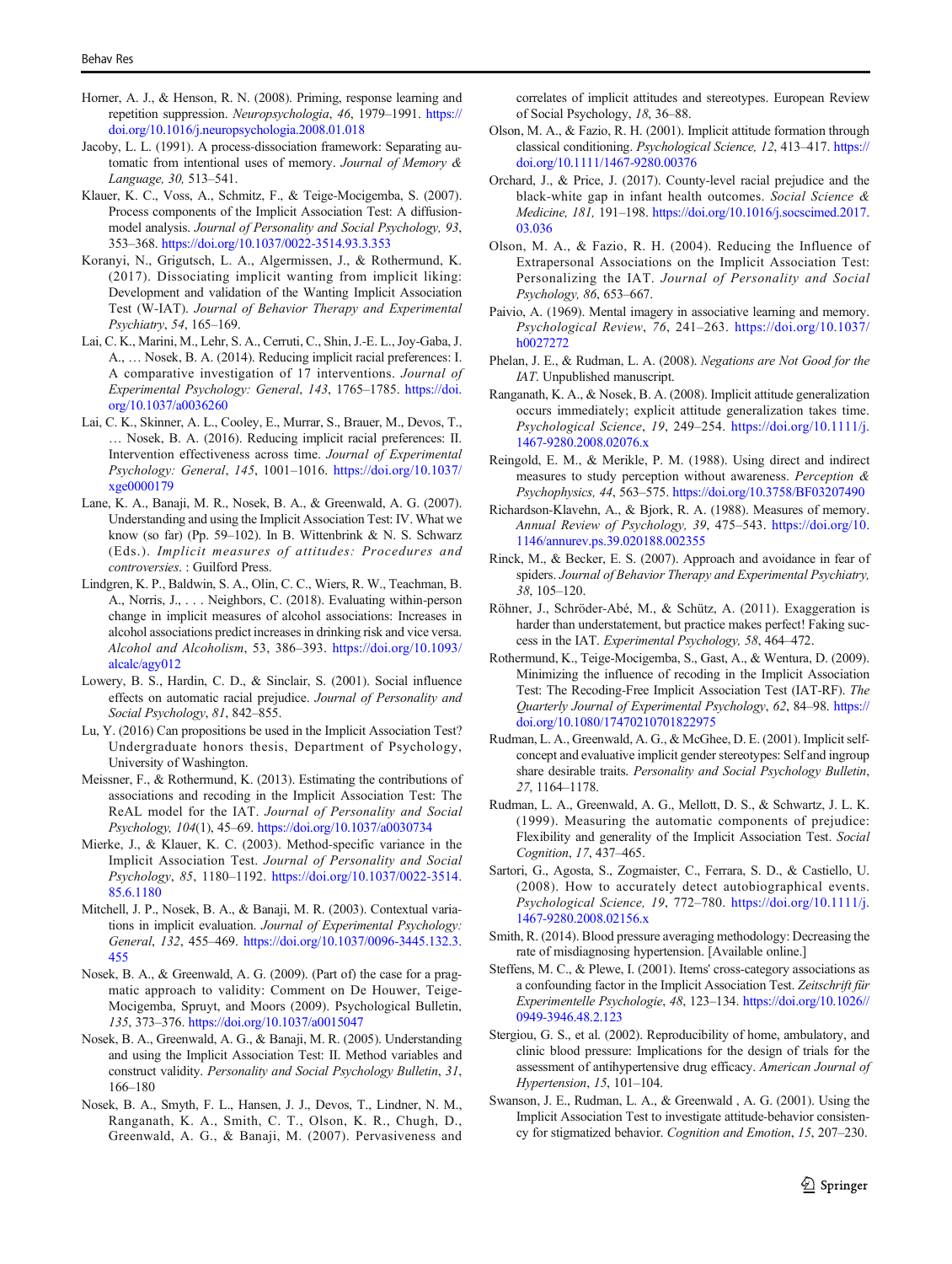Horner, A. J., & Henson, R. N. (2008). Priming, response learning and repetition suppression. *Neuropsychologia*, *46*, 1979–1991. https://doi.org/10.1016/j.neuropsychologia.2008.01.018

Jacoby, L. L. (1991). A process-dissociation framework: Separating automatic from intentional uses of memory. *Journal of Memory & Language, 30,* 513–541.

Klauer, K. C., Voss, A., Schmitz, F., & Teige-Mocigemba, S. (2007). Process components of the Implicit Association Test: A diffusion-model analysis. *Journal of Personality and Social Psychology, 93*, 353–368. https://doi.org/10.1037/0022-3514.93.3.353

Koranyi, N., Grigutsch, L. A., Algermissen, J., & Rothermund, K. (2017). Dissociating implicit wanting from implicit liking: Development and validation of the Wanting Implicit Association Test (W-IAT). *Journal of Behavior Therapy and Experimental Psychiatry*, *54*, 165–169.

Lai, C. K., Marini, M., Lehr, S. A., Cerruti, C., Shin, J.-E. L., Joy-Gaba, J. A., … Nosek, B. A. (2014). Reducing implicit racial preferences: I. A comparative investigation of 17 interventions. *Journal of Experimental Psychology: General*, *143*, 1765–1785. https://doi.org/10.1037/a0036260

Lai, C. K., Skinner, A. L., Cooley, E., Murrar, S., Brauer, M., Devos, T., … Nosek, B. A. (2016). Reducing implicit racial preferences: II. Intervention effectiveness across time. *Journal of Experimental Psychology: General*, *145*, 1001–1016. https://doi.org/10.1037/xge0000179

Lane, K. A., Banaji, M. R., Nosek, B. A., & Greenwald, A. G. (2007). Understanding and using the Implicit Association Test: IV. What we know (so far) (Pp. 59–102). In B. Wittenbrink & N. S. Schwarz (Eds.). *Implicit measures of attitudes: Procedures and controversies*. : Guilford Press.

Lindgren, K. P., Baldwin, S. A., Olin, C. C., Wiers, R. W., Teachman, B. A., Norris, J., . . . Neighbors, C. (2018). Evaluating within-person change in implicit measures of alcohol associations: Increases in alcohol associations predict increases in drinking risk and vice versa. *Alcohol and Alcoholism*, 53, 386–393. https://doi.org/10.1093/alcalc/agy012

Lowery, B. S., Hardin, C. D., & Sinclair, S. (2001). Social influence effects on automatic racial prejudice. *Journal of Personality and Social Psychology*, *81*, 842–855.

Lu, Y. (2016) Can propositions be used in the Implicit Association Test? Undergraduate honors thesis, Department of Psychology, University of Washington.

Meissner, F., & Rothermund, K. (2013). Estimating the contributions of associations and recoding in the Implicit Association Test: The ReAL model for the IAT. *Journal of Personality and Social Psychology, 104*(1), 45–69. https://doi.org/10.1037/a0030734

Mierke, J., & Klauer, K. C. (2003). Method-specific variance in the Implicit Association Test. *Journal of Personality and Social Psychology*, *85*, 1180–1192. https://doi.org/10.1037/0022-3514.85.6.1180

Mitchell, J. P., Nosek, B. A., & Banaji, M. R. (2003). Contextual variations in implicit evaluation. *Journal of Experimental Psychology: General*, *132*, 455–469. https://doi.org/10.1037/0096-3445.132.3.455

Nosek, B. A., & Greenwald, A. G. (2009). (Part of) the case for a pragmatic approach to validity: Comment on De Houwer, Teige-Mocigemba, Spruyt, and Moors (2009). Psychological Bulletin, *135*, 373–376. https://doi.org/10.1037/a0015047

Nosek, B. A., Greenwald, A. G., & Banaji, M. R. (2005). Understanding and using the Implicit Association Test: II. Method variables and construct validity. *Personality and Social Psychology Bulletin*, *31*, 166–180

Nosek, B. A., Smyth, F. L., Hansen, J. J., Devos, T., Lindner, N. M., Ranganath, K. A., Smith, C. T., Olson, K. R., Chugh, D., Greenwald, A. G., & Banaji, M. (2007). Pervasiveness and correlates of implicit attitudes and stereotypes. European Review of Social Psychology, *18*, 36–88.

Olson, M. A., & Fazio, R. H. (2001). Implicit attitude formation through classical conditioning. *Psychological Science, 12*, 413–417. https://doi.org/10.1111/1467-9280.00376

Orchard, J., & Price, J. (2017). County-level racial prejudice and the black-white gap in infant health outcomes. *Social Science & Medicine, 181,* 191–198. https://doi.org/10.1016/j.socscimed.2017.03.036

Olson, M. A., & Fazio, R. H. (2004). Reducing the Influence of Extrapersonal Associations on the Implicit Association Test: Personalizing the IAT. *Journal of Personality and Social Psychology, 86*, 653–667.

Paivio, A. (1969). Mental imagery in associative learning and memory. *Psychological Review*, *76*, 241–263. https://doi.org/10.1037/h0027272

Phelan, J. E., & Rudman, L. A. (2008). *Negations are Not Good for the IAT*. Unpublished manuscript.

Ranganath, K. A., & Nosek, B. A. (2008). Implicit attitude generalization occurs immediately; explicit attitude generalization takes time. *Psychological Science*, *19*, 249–254. https://doi.org/10.1111/j.1467-9280.2008.02076.x

Reingold, E. M., & Merikle, P. M. (1988). Using direct and indirect measures to study perception without awareness. *Perception & Psychophysics, 44*, 563–575. https://doi.org/10.3758/BF03207490

Richardson-Klavehn, A., & Bjork, R. A. (1988). Measures of memory. *Annual Review of Psychology, 39*, 475–543. https://doi.org/10.1146/annurev.ps.39.020188.002355

Rinck, M., & Becker, E. S. (2007). Approach and avoidance in fear of spiders. *Journal of Behavior Therapy and Experimental Psychiatry, 38*, 105–120.

Röhner, J., Schröder-Abé, M., & Schütz, A. (2011). Exaggeration is harder than understatement, but practice makes perfect! Faking success in the IAT. *Experimental Psychology, 58*, 464–472.

Rothermund, K., Teige-Mocigemba, S., Gast, A., & Wentura, D. (2009). Minimizing the influence of recoding in the Implicit Association Test: The Recoding-Free Implicit Association Test (IAT-RF). *The Quarterly Journal of Experimental Psychology*, *62*, 84–98. https://doi.org/10.1080/17470210701822975

Rudman, L. A., Greenwald, A. G., & McGhee, D. E. (2001). Implicit self-concept and evaluative implicit gender stereotypes: Self and ingroup share desirable traits. *Personality and Social Psychology Bulletin*, *27*, 1164–1178.

Rudman, L. A., Greenwald, A. G., Mellott, D. S., & Schwartz, J. L. K. (1999). Measuring the automatic components of prejudice: Flexibility and generality of the Implicit Association Test. *Social Cognition*, *17*, 437–465.

Sartori, G., Agosta, S., Zogmaister, C., Ferrara, S. D., & Castiello, U. (2008). How to accurately detect autobiographical events. *Psychological Science, 19*, 772–780. https://doi.org/10.1111/j.1467-9280.2008.02156.x

Smith, R. (2014). Blood pressure averaging methodology: Decreasing the rate of misdiagnosing hypertension. [Available online.]

Steffens, M. C., & Plewe, I. (2001). Items' cross-category associations as a confounding factor in the Implicit Association Test. *Zeitschrift für Experimentelle Psychologie*, *48*, 123–134. https://doi.org/10.1026//0949-3946.48.2.123

Stergiou, G. S., et al. (2002). Reproducibility of home, ambulatory, and clinic blood pressure: Implications for the design of trials for the assessment of antihypertensive drug efficacy. *American Journal of Hypertension*, *15*, 101–104.

Swanson, J. E., Rudman, L. A., & Greenwald , A. G. (2001). Using the Implicit Association Test to investigate attitude-behavior consistency for stigmatized behavior. *Cognition and Emotion*, *15*, 207–230.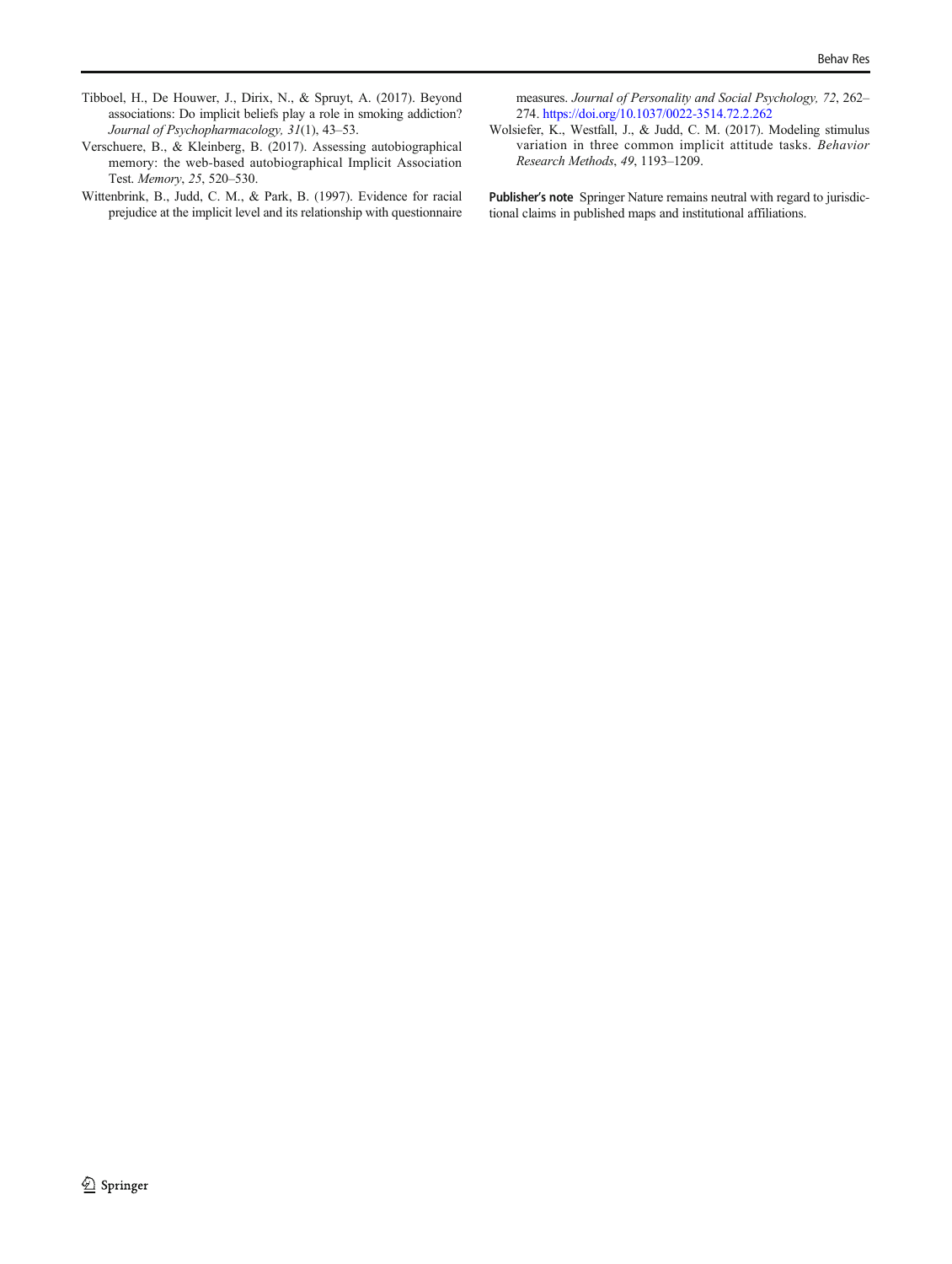Tibboel, H., De Houwer, J., Dirix, N., & Spruyt, A. (2017). Beyond associations: Do implicit beliefs play a role in smoking addiction? *Journal of Psychopharmacology, 31*(1), 43–53.

Verschuere, B., & Kleinberg, B. (2017). Assessing autobiographical memory: the web-based autobiographical Implicit Association Test. *Memory*, *25*, 520–530.

Wittenbrink, B., Judd, C. M., & Park, B. (1997). Evidence for racial prejudice at the implicit level and its relationship with questionnaire measures. *Journal of Personality and Social Psychology, 72*, 262–274. https://doi.org/10.1037/0022-3514.72.2.262

Wolsiefer, K., Westfall, J., & Judd, C. M. (2017). Modeling stimulus variation in three common implicit attitude tasks. *Behavior Research Methods*, *49*, 1193–1209.

**Publisher's note** Springer Nature remains neutral with regard to jurisdictional claims in published maps and institutional affiliations.